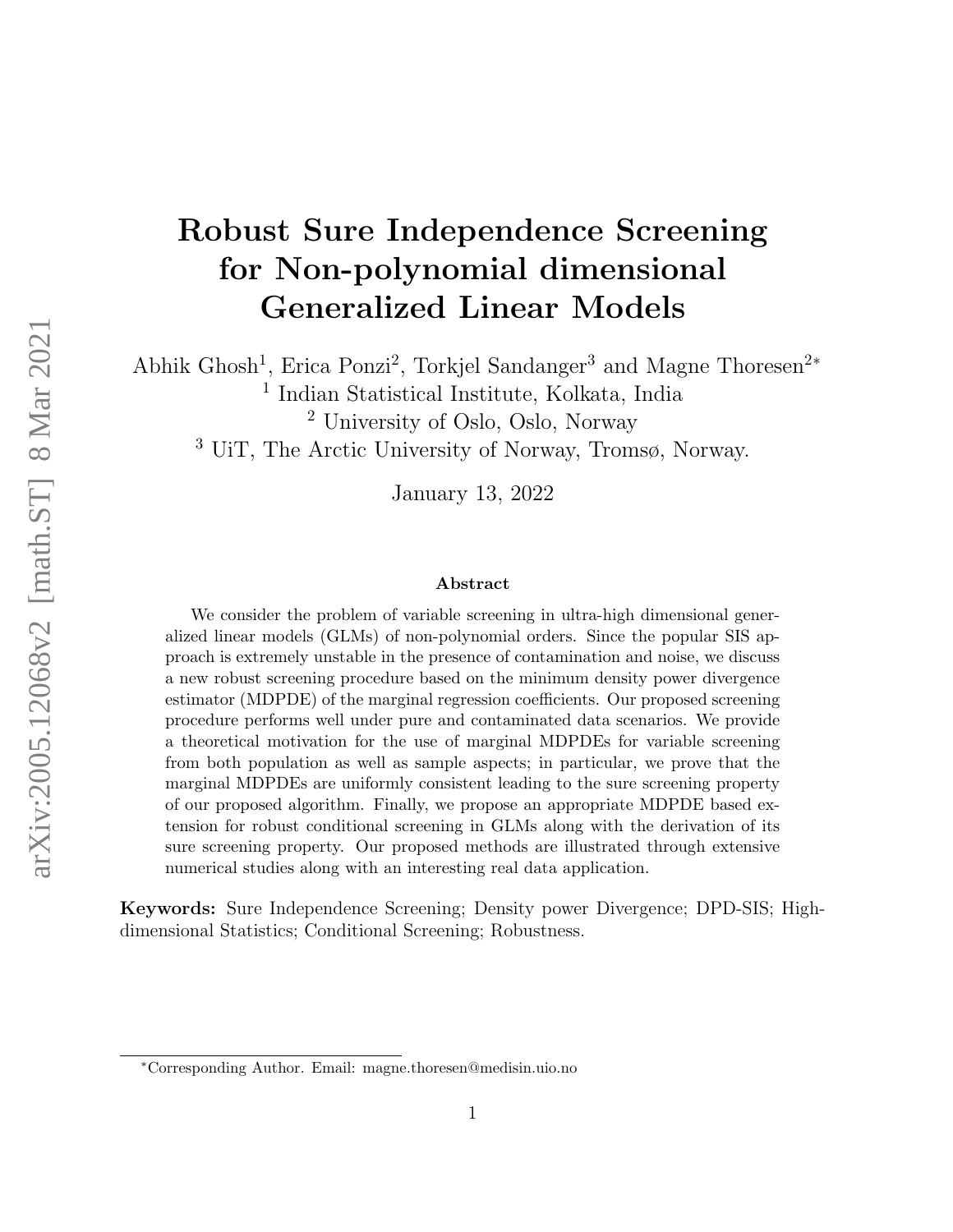# Robust Sure Independence Screening for Non-polynomial dimensional Generalized Linear Models

Abhik Ghosh[1], Erica Ponzi[2], Torkjel Sandanger[3] and Magne Thoresen[2*]

[1] Indian Statistical Institute, Kolkata, India

[2] University of Oslo, Oslo, Norway

[3] UiT, The Arctic University of Norway, Tromsø, Norway.

January 13, 2022

### Abstract

We consider the problem of variable screening in ultra-high dimensional generalized linear models (GLMs) of non-polynomial orders. Since the popular SIS approach is extremely unstable in the presence of contamination and noise, we discuss a new robust screening procedure based on the minimum density power divergence estimator (MDPDE) of the marginal regression coefficients. Our proposed screening procedure performs well under pure and contaminated data scenarios. We provide a theoretical motivation for the use of marginal MDPDEs for variable screening from both population as well as sample aspects; in particular, we prove that the marginal MDPDEs are uniformly consistent leading to the sure screening property of our proposed algorithm. Finally, we propose an appropriate MDPDE based extension for robust conditional screening in GLMs along with the derivation of its sure screening property. Our proposed methods are illustrated through extensive numerical studies along with an interesting real data application.

**Keywords:** Sure Independence Screening; Density power Divergence; DPD-SIS; High-dimensional Statistics; Conditional Screening; Robustness.

[*] Corresponding Author. Email: magne.thoresen@medisin.uio.no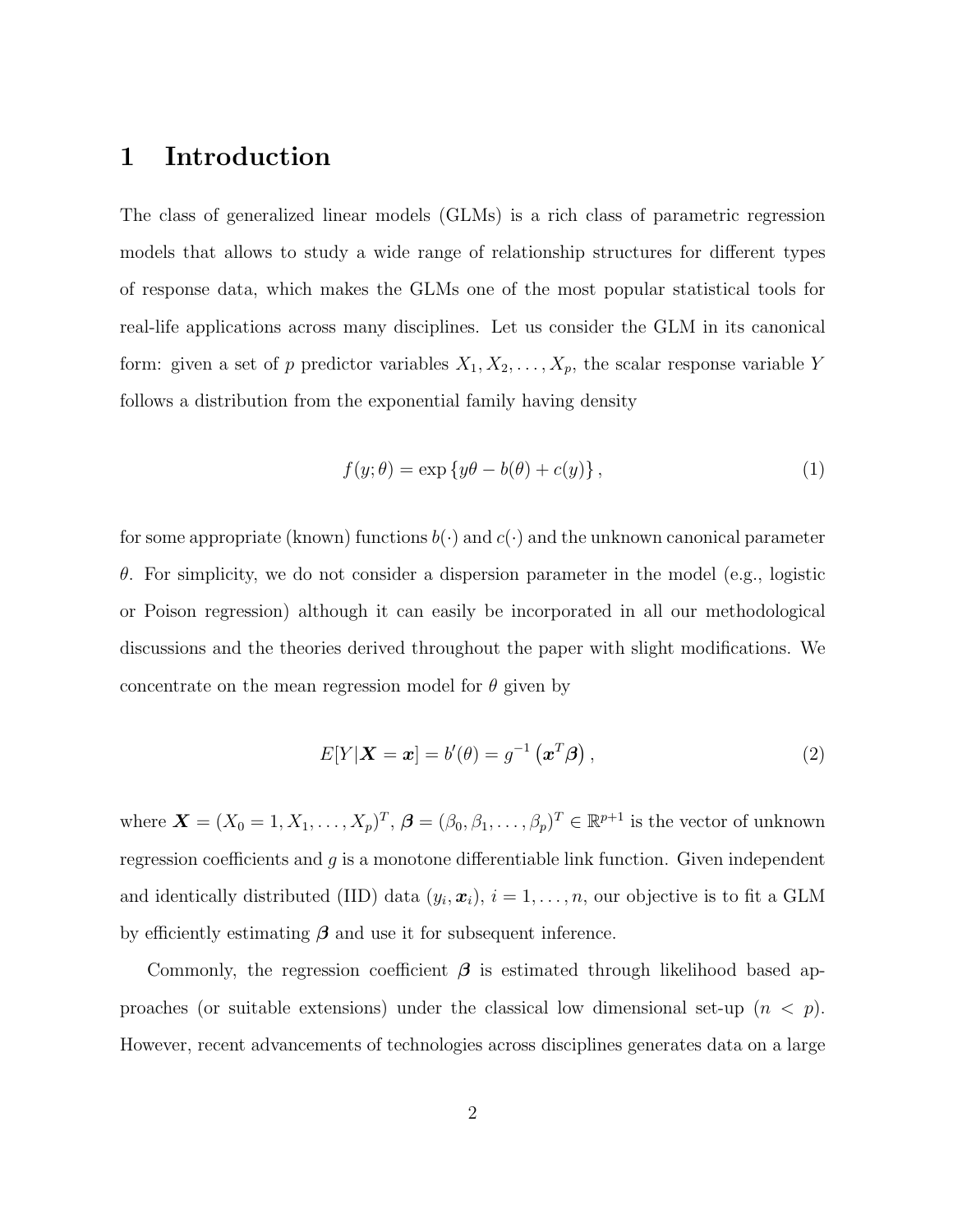# 1 Introduction

The class of generalized linear models (GLMs) is a rich class of parametric regression models that allows to study a wide range of relationship structures for different types of response data, which makes the GLMs one of the most popular statistical tools for real-life applications across many disciplines. Let us consider the GLM in its canonical form: given a set of $p$ predictor variables $X_1, X_2, \ldots, X_p$, the scalar response variable $Y$ follows a distribution from the exponential family having density

$$f(y; \theta) = \exp\left\{ y\theta - b(\theta) + c(y) \right\}, \tag{1}$$

for some appropriate (known) functions $b(\cdot)$ and $c(\cdot)$ and the unknown canonical parameter $\theta$. For simplicity, we do not consider a dispersion parameter in the model (e.g., logistic or Poison regression) although it can easily be incorporated in all our methodological discussions and the theories derived throughout the paper with slight modifications. We concentrate on the mean regression model for $\theta$ given by

$$E[Y|\boldsymbol{X} = \boldsymbol{x}] = b'(\theta) = g^{-1}\left(\boldsymbol{x}^T\boldsymbol{\beta}\right), \tag{2}$$

where $\boldsymbol{X} = (X_0 = 1, X_1, \ldots, X_p)^T$, $\boldsymbol{\beta} = (\beta_0, \beta_1, \ldots, \beta_p)^T \in \mathbb{R}^{p+1}$ is the vector of unknown regression coefficients and $g$ is a monotone differentiable link function. Given independent and identically distributed (IID) data $(y_i, \boldsymbol{x}_i)$, $i = 1, \ldots, n$, our objective is to fit a GLM by efficiently estimating $\boldsymbol{\beta}$ and use it for subsequent inference.

Commonly, the regression coefficient $\boldsymbol{\beta}$ is estimated through likelihood based approaches (or suitable extensions) under the classical low dimensional set-up ($n < p$). However, recent advancements of technologies across disciplines generates data on a large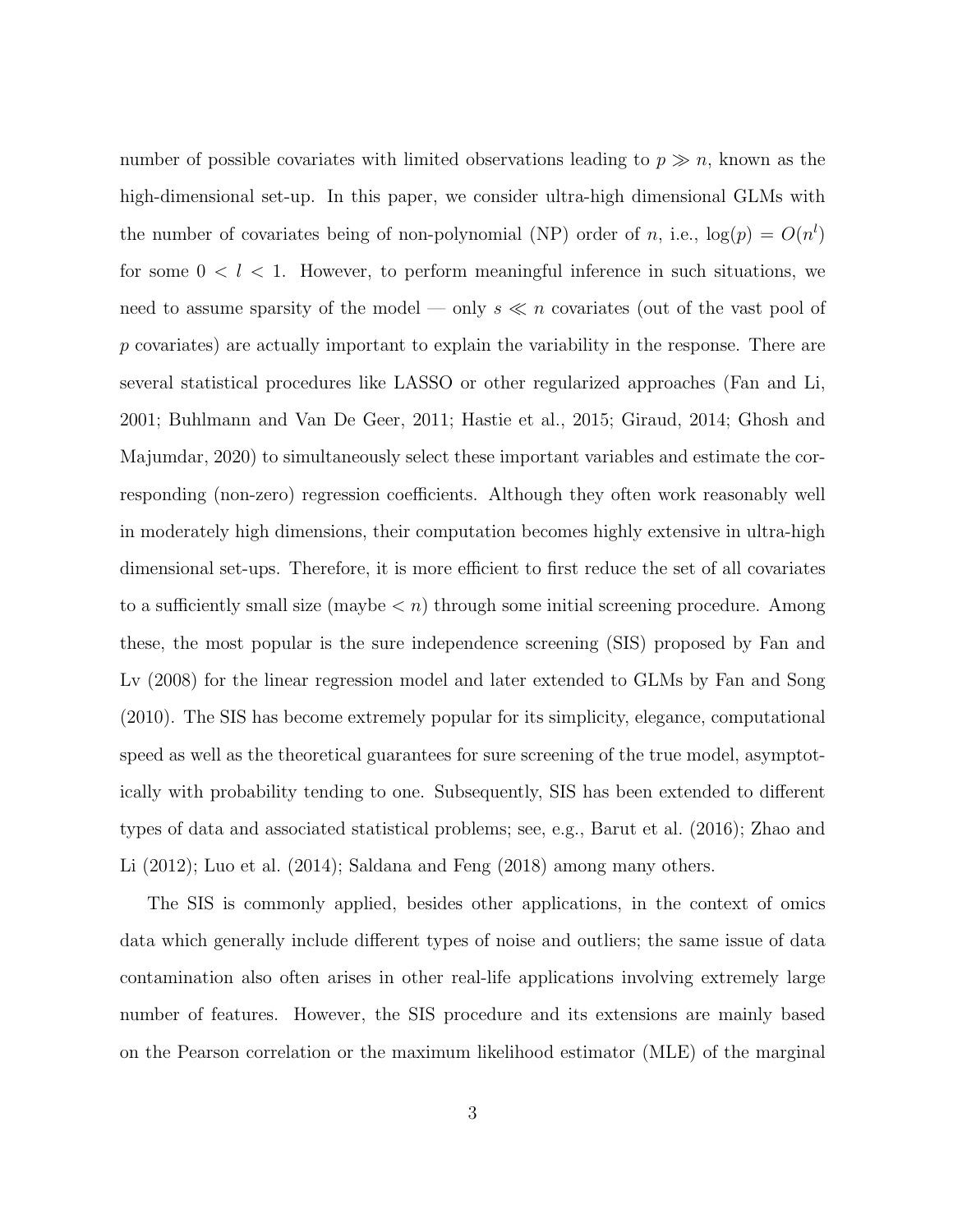number of possible covariates with limited observations leading to $p \gg n$, known as the high-dimensional set-up. In this paper, we consider ultra-high dimensional GLMs with the number of covariates being of non-polynomial (NP) order of $n$, i.e., $\log(p) = O(n^l)$ for some $0 < l < 1$. However, to perform meaningful inference in such situations, we need to assume sparsity of the model — only $s \ll n$ covariates (out of the vast pool of $p$ covariates) are actually important to explain the variability in the response. There are several statistical procedures like LASSO or other regularized approaches (Fan and Li, 2001; Buhlmann and Van De Geer, 2011; Hastie et al., 2015; Giraud, 2014; Ghosh and Majumdar, 2020) to simultaneously select these important variables and estimate the corresponding (non-zero) regression coefficients. Although they often work reasonably well in moderately high dimensions, their computation becomes highly extensive in ultra-high dimensional set-ups. Therefore, it is more efficient to first reduce the set of all covariates to a sufficiently small size (maybe $< n$) through some initial screening procedure. Among these, the most popular is the sure independence screening (SIS) proposed by Fan and Lv (2008) for the linear regression model and later extended to GLMs by Fan and Song (2010). The SIS has become extremely popular for its simplicity, elegance, computational speed as well as the theoretical guarantees for sure screening of the true model, asymptotically with probability tending to one. Subsequently, SIS has been extended to different types of data and associated statistical problems; see, e.g., Barut et al. (2016); Zhao and Li (2012); Luo et al. (2014); Saldana and Feng (2018) among many others.

The SIS is commonly applied, besides other applications, in the context of omics data which generally include different types of noise and outliers; the same issue of data contamination also often arises in other real-life applications involving extremely large number of features. However, the SIS procedure and its extensions are mainly based on the Pearson correlation or the maximum likelihood estimator (MLE) of the marginal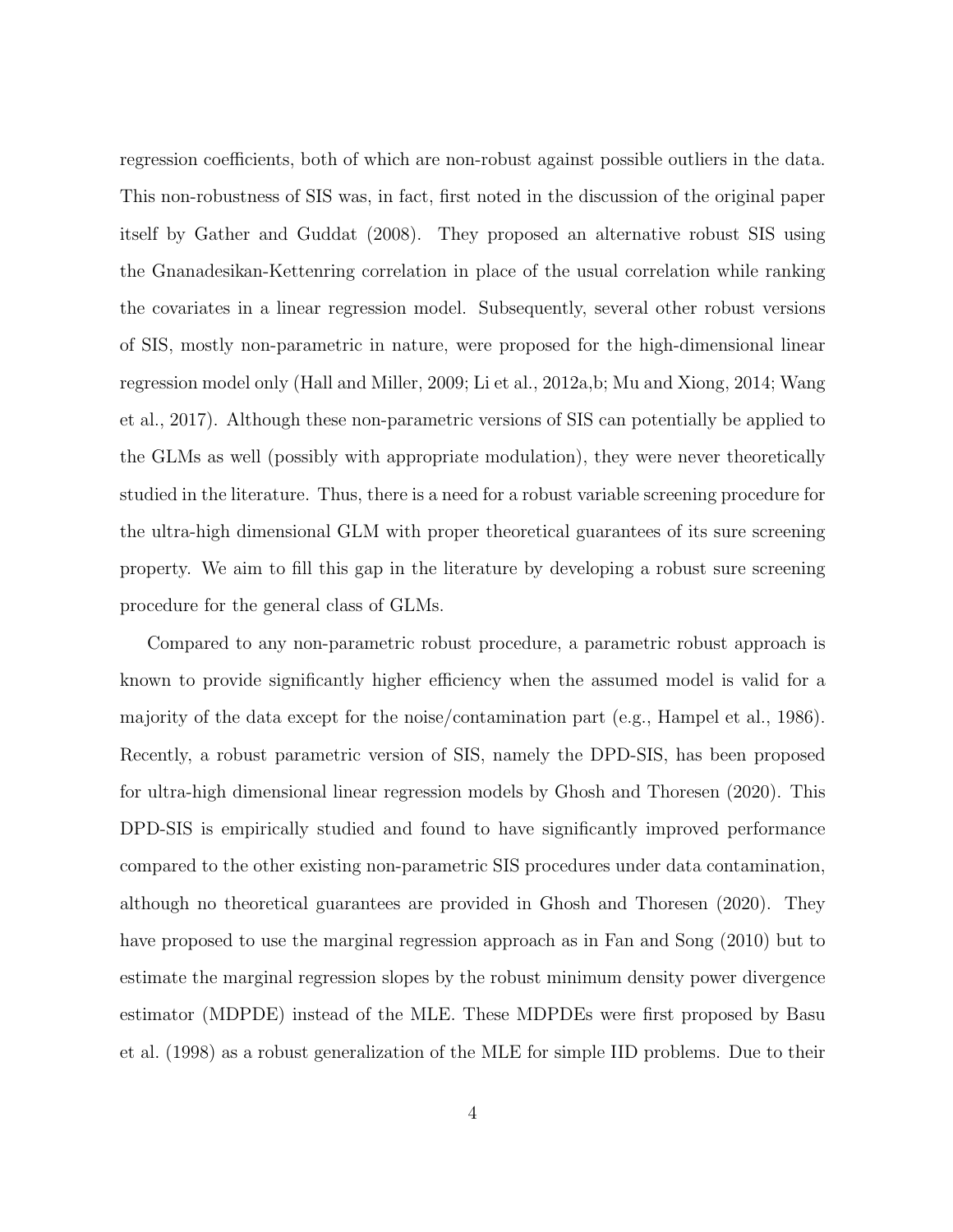regression coefficients, both of which are non-robust against possible outliers in the data. This non-robustness of SIS was, in fact, first noted in the discussion of the original paper itself by Gather and Guddat (2008). They proposed an alternative robust SIS using the Gnanadesikan-Kettenring correlation in place of the usual correlation while ranking the covariates in a linear regression model. Subsequently, several other robust versions of SIS, mostly non-parametric in nature, were proposed for the high-dimensional linear regression model only (Hall and Miller, 2009; Li et al., 2012a,b; Mu and Xiong, 2014; Wang et al., 2017). Although these non-parametric versions of SIS can potentially be applied to the GLMs as well (possibly with appropriate modulation), they were never theoretically studied in the literature. Thus, there is a need for a robust variable screening procedure for the ultra-high dimensional GLM with proper theoretical guarantees of its sure screening property. We aim to fill this gap in the literature by developing a robust sure screening procedure for the general class of GLMs.

Compared to any non-parametric robust procedure, a parametric robust approach is known to provide significantly higher efficiency when the assumed model is valid for a majority of the data except for the noise/contamination part (e.g., Hampel et al., 1986). Recently, a robust parametric version of SIS, namely the DPD-SIS, has been proposed for ultra-high dimensional linear regression models by Ghosh and Thoresen (2020). This DPD-SIS is empirically studied and found to have significantly improved performance compared to the other existing non-parametric SIS procedures under data contamination, although no theoretical guarantees are provided in Ghosh and Thoresen (2020). They have proposed to use the marginal regression approach as in Fan and Song (2010) but to estimate the marginal regression slopes by the robust minimum density power divergence estimator (MDPDE) instead of the MLE. These MDPDEs were first proposed by Basu et al. (1998) as a robust generalization of the MLE for simple IID problems. Due to their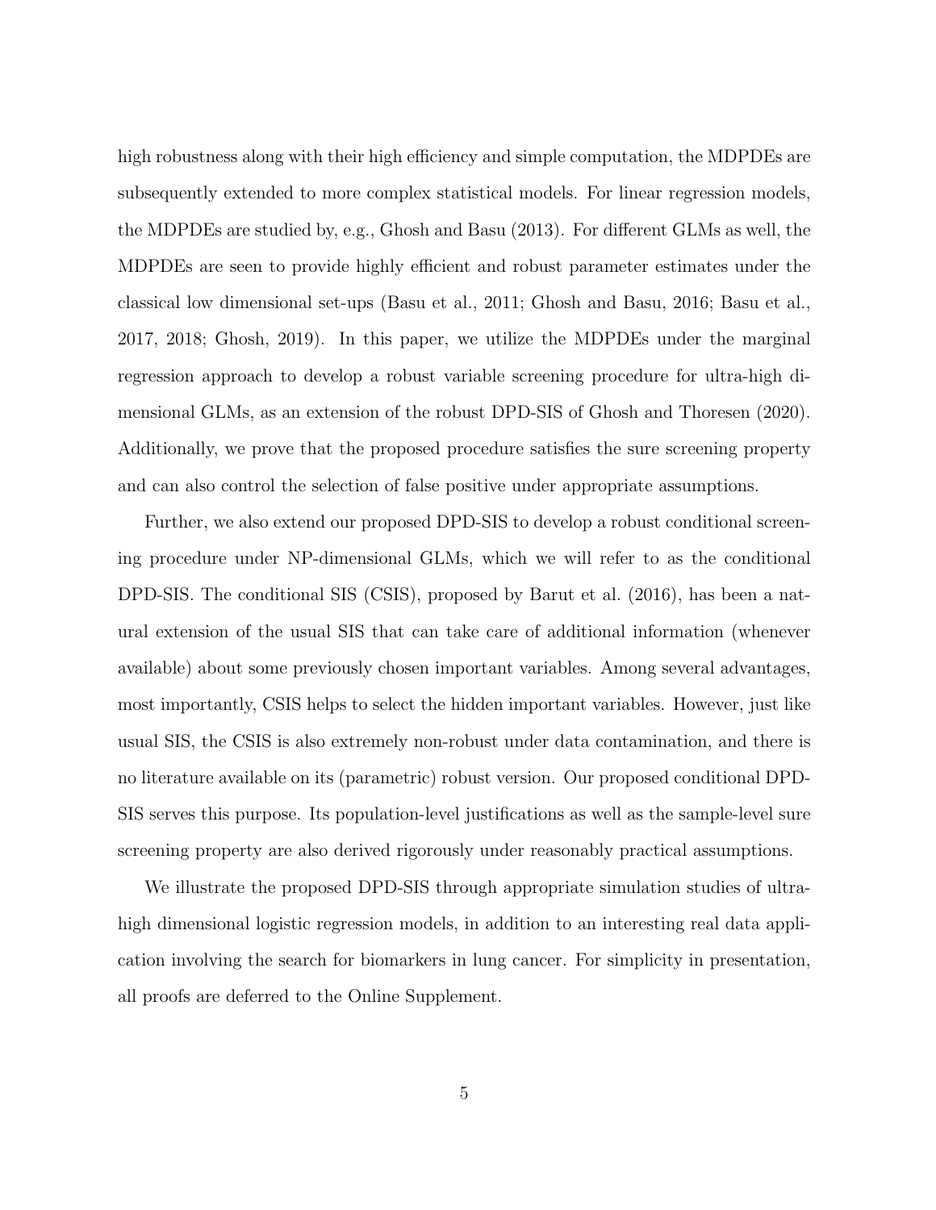high robustness along with their high efficiency and simple computation, the MDPDEs are subsequently extended to more complex statistical models. For linear regression models, the MDPDEs are studied by, e.g., Ghosh and Basu (2013). For different GLMs as well, the MDPDEs are seen to provide highly efficient and robust parameter estimates under the classical low dimensional set-ups (Basu et al., 2011; Ghosh and Basu, 2016; Basu et al., 2017, 2018; Ghosh, 2019). In this paper, we utilize the MDPDEs under the marginal regression approach to develop a robust variable screening procedure for ultra-high dimensional GLMs, as an extension of the robust DPD-SIS of Ghosh and Thoresen (2020). Additionally, we prove that the proposed procedure satisfies the sure screening property and can also control the selection of false positive under appropriate assumptions.

Further, we also extend our proposed DPD-SIS to develop a robust conditional screening procedure under NP-dimensional GLMs, which we will refer to as the conditional DPD-SIS. The conditional SIS (CSIS), proposed by Barut et al. (2016), has been a natural extension of the usual SIS that can take care of additional information (whenever available) about some previously chosen important variables. Among several advantages, most importantly, CSIS helps to select the hidden important variables. However, just like usual SIS, the CSIS is also extremely non-robust under data contamination, and there is no literature available on its (parametric) robust version. Our proposed conditional DPD-SIS serves this purpose. Its population-level justifications as well as the sample-level sure screening property are also derived rigorously under reasonably practical assumptions.

We illustrate the proposed DPD-SIS through appropriate simulation studies of ultra-high dimensional logistic regression models, in addition to an interesting real data application involving the search for biomarkers in lung cancer. For simplicity in presentation, all proofs are deferred to the Online Supplement.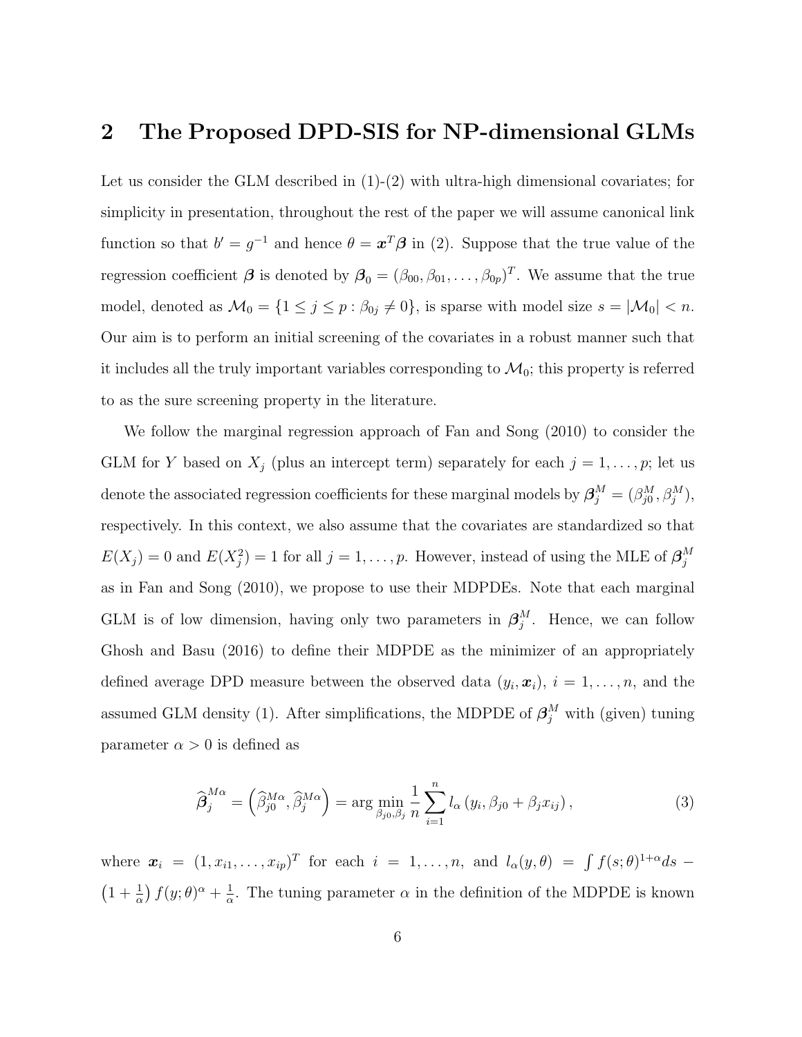## 2 The Proposed DPD-SIS for NP-dimensional GLMs

Let us consider the GLM described in (1)-(2) with ultra-high dimensional covariates; for simplicity in presentation, throughout the rest of the paper we will assume canonical link function so that $b' = g^{-1}$ and hence $\theta = \boldsymbol{x}^T\boldsymbol{\beta}$ in (2). Suppose that the true value of the regression coefficient $\boldsymbol{\beta}$ is denoted by $\boldsymbol{\beta}_0 = (\beta_{00}, \beta_{01}, \ldots, \beta_{0p})^T$. We assume that the true model, denoted as $\mathcal{M}_0 = \{1 \leq j \leq p : \beta_{0j} \neq 0\}$, is sparse with model size $s = |\mathcal{M}_0| < n$. Our aim is to perform an initial screening of the covariates in a robust manner such that it includes all the truly important variables corresponding to $\mathcal{M}_0$; this property is referred to as the sure screening property in the literature.

We follow the marginal regression approach of Fan and Song (2010) to consider the GLM for $Y$ based on $X_j$ (plus an intercept term) separately for each $j = 1, \ldots, p$; let us denote the associated regression coefficients for these marginal models by $\boldsymbol{\beta}_j^M = (\beta_{j0}^M, \beta_j^M)$, respectively. In this context, we also assume that the covariates are standardized so that $E(X_j) = 0$ and $E(X_j^2) = 1$ for all $j = 1, \ldots, p$. However, instead of using the MLE of $\boldsymbol{\beta}_j^M$ as in Fan and Song (2010), we propose to use their MDPDEs. Note that each marginal GLM is of low dimension, having only two parameters in $\boldsymbol{\beta}_j^M$. Hence, we can follow Ghosh and Basu (2016) to define their MDPDE as the minimizer of an appropriately defined average DPD measure between the observed data $(y_i, \boldsymbol{x}_i)$, $i = 1, \ldots, n$, and the assumed GLM density (1). After simplifications, the MDPDE of $\boldsymbol{\beta}_j^M$ with (given) tuning parameter $\alpha > 0$ is defined as

$$\widehat{\boldsymbol{\beta}}_j^{M\alpha} = \left(\widehat{\beta}_{j0}^{M\alpha}, \widehat{\beta}_j^{M\alpha}\right) = \arg\min_{\beta_{j0}, \beta_j} \frac{1}{n} \sum_{i=1}^{n} l_\alpha\left(y_i, \beta_{j0} + \beta_j x_{ij}\right), \tag{3}$$

where $\boldsymbol{x}_i = (1, x_{i1}, \ldots, x_{ip})^T$ for each $i = 1, \ldots, n$, and $l_\alpha(y, \theta) = \int f(s;\theta)^{1+\alpha} ds - \left(1 + \frac{1}{\alpha}\right) f(y;\theta)^\alpha + \frac{1}{\alpha}$. The tuning parameter $\alpha$ in the definition of the MDPDE is known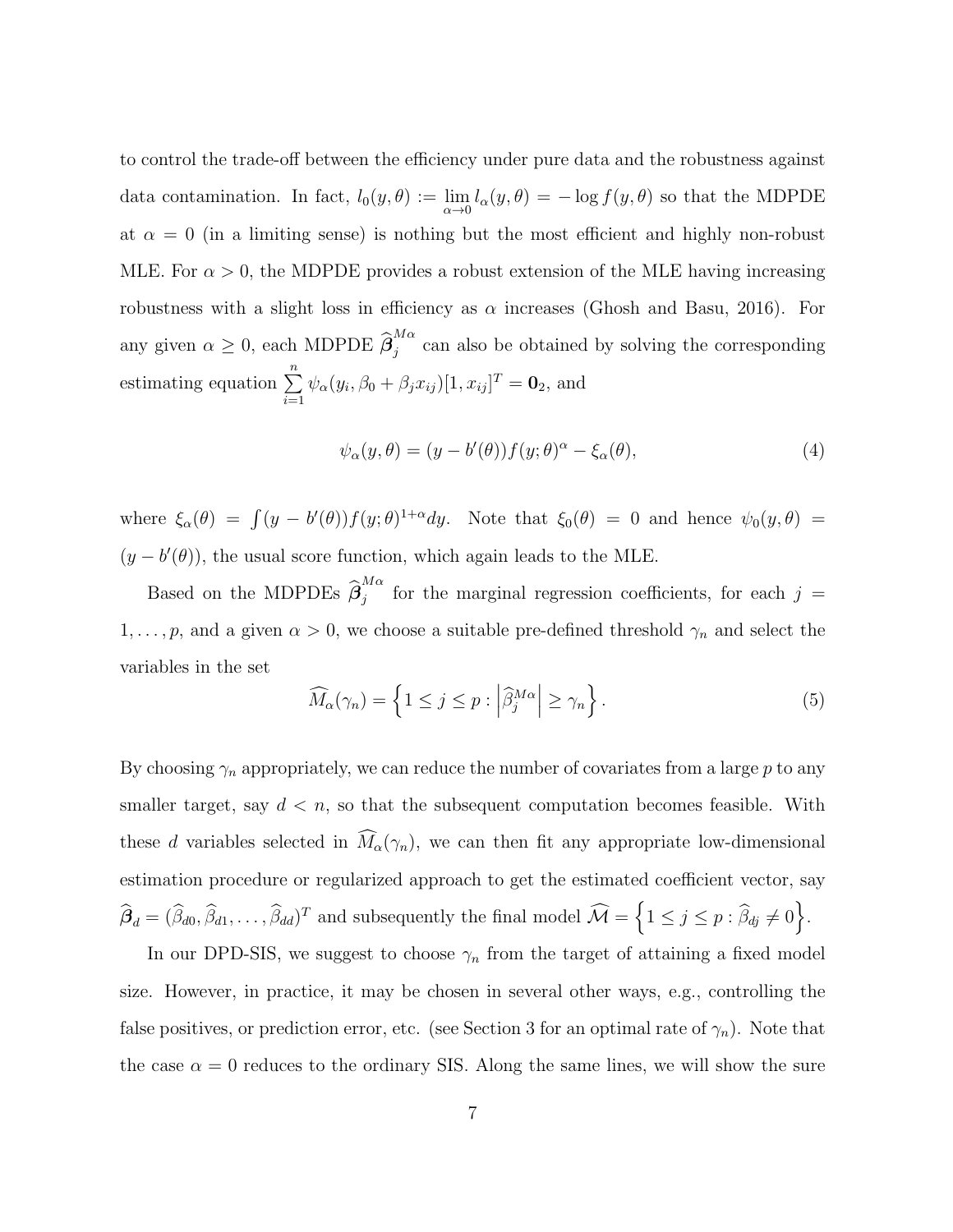to control the trade-off between the efficiency under pure data and the robustness against data contamination. In fact, $l_0(y, \theta) := \lim_{\alpha \to 0} l_\alpha(y, \theta) = -\log f(y, \theta)$ so that the MDPDE at $\alpha = 0$ (in a limiting sense) is nothing but the most efficient and highly non-robust MLE. For $\alpha > 0$, the MDPDE provides a robust extension of the MLE having increasing robustness with a slight loss in efficiency as $\alpha$ increases (Ghosh and Basu, 2016). For any given $\alpha \geq 0$, each MDPDE $\widehat{\boldsymbol{\beta}}_j^{M\alpha}$ can also be obtained by solving the corresponding estimating equation $\sum_{i=1}^{n} \psi_\alpha(y_i, \beta_0 + \beta_j x_{ij})[1, x_{ij}]^T = \mathbf{0}_2$, and

$$\psi_\alpha(y, \theta) = (y - b'(\theta)) f(y; \theta)^\alpha - \xi_\alpha(\theta), \tag{4}$$

where $\xi_\alpha(\theta) = \int (y - b'(\theta)) f(y; \theta)^{1+\alpha} dy$. Note that $\xi_0(\theta) = 0$ and hence $\psi_0(y, \theta) = (y - b'(\theta))$, the usual score function, which again leads to the MLE.

Based on the MDPDEs $\widehat{\boldsymbol{\beta}}_j^{M\alpha}$ for the marginal regression coefficients, for each $j = 1, \ldots, p$, and a given $\alpha > 0$, we choose a suitable pre-defined threshold $\gamma_n$ and select the variables in the set

$$\widehat{M}_\alpha(\gamma_n) = \left\{ 1 \leq j \leq p : \left| \widehat{\beta}_j^{M\alpha} \right| \geq \gamma_n \right\}. \tag{5}$$

By choosing $\gamma_n$ appropriately, we can reduce the number of covariates from a large $p$ to any smaller target, say $d < n$, so that the subsequent computation becomes feasible. With these $d$ variables selected in $\widehat{M}_\alpha(\gamma_n)$, we can then fit any appropriate low-dimensional estimation procedure or regularized approach to get the estimated coefficient vector, say $\widehat{\boldsymbol{\beta}}_d = (\widehat{\beta}_{d0}, \widehat{\beta}_{d1}, \ldots, \widehat{\beta}_{dd})^T$ and subsequently the final model $\widehat{\mathcal{M}} = \left\{ 1 \leq j \leq p : \widehat{\beta}_{dj} \neq 0 \right\}$.

In our DPD-SIS, we suggest to choose $\gamma_n$ from the target of attaining a fixed model size. However, in practice, it may be chosen in several other ways, e.g., controlling the false positives, or prediction error, etc. (see Section 3 for an optimal rate of $\gamma_n$). Note that the case $\alpha = 0$ reduces to the ordinary SIS. Along the same lines, we will show the sure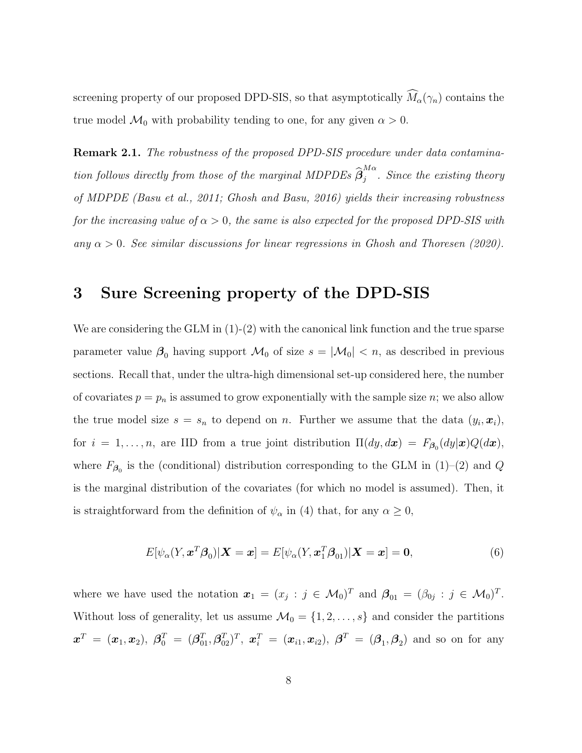screening property of our proposed DPD-SIS, so that asymptotically $\widehat{M}_\alpha(\gamma_n)$ contains the true model $\mathcal{M}_0$ with probability tending to one, for any given $\alpha > 0$.

**Remark 2.1.** *The robustness of the proposed DPD-SIS procedure under data contamination follows directly from those of the marginal MDPDEs $\widehat{\boldsymbol{\beta}}_j^{M\alpha}$. Since the existing theory of MDPDE (Basu et al., 2011; Ghosh and Basu, 2016) yields their increasing robustness for the increasing value of $\alpha > 0$, the same is also expected for the proposed DPD-SIS with any $\alpha > 0$. See similar discussions for linear regressions in Ghosh and Thoresen (2020).*

# 3 Sure Screening property of the DPD-SIS

We are considering the GLM in (1)-(2) with the canonical link function and the true sparse parameter value $\boldsymbol{\beta}_0$ having support $\mathcal{M}_0$ of size $s = |\mathcal{M}_0| < n$, as described in previous sections. Recall that, under the ultra-high dimensional set-up considered here, the number of covariates $p = p_n$ is assumed to grow exponentially with the sample size $n$; we also allow the true model size $s = s_n$ to depend on $n$. Further we assume that the data $(y_i, \boldsymbol{x}_i)$, for $i = 1, \ldots, n$, are IID from a true joint distribution $\Pi(dy, d\boldsymbol{x}) = F_{\boldsymbol{\beta}_0}(dy|\boldsymbol{x})Q(d\boldsymbol{x})$, where $F_{\boldsymbol{\beta}_0}$ is the (conditional) distribution corresponding to the GLM in (1)–(2) and $Q$ is the marginal distribution of the covariates (for which no model is assumed). Then, it is straightforward from the definition of $\psi_\alpha$ in (4) that, for any $\alpha \geq 0$,

$$E[\psi_\alpha(Y, \boldsymbol{x}^T\boldsymbol{\beta}_0)|\boldsymbol{X} = \boldsymbol{x}] = E[\psi_\alpha(Y, \boldsymbol{x}_1^T\boldsymbol{\beta}_{01})|\boldsymbol{X} = \boldsymbol{x}] = \mathbf{0}, \tag{6}$$

where we have used the notation $\boldsymbol{x}_1 = (x_j : j \in \mathcal{M}_0)^T$ and $\boldsymbol{\beta}_{01} = (\beta_{0j} : j \in \mathcal{M}_0)^T$. Without loss of generality, let us assume $\mathcal{M}_0 = \{1, 2, \ldots, s\}$ and consider the partitions $\boldsymbol{x}^T = (\boldsymbol{x}_1, \boldsymbol{x}_2)$, $\boldsymbol{\beta}_0^T = (\boldsymbol{\beta}_{01}^T, \boldsymbol{\beta}_{02}^T)^T$, $\boldsymbol{x}_i^T = (\boldsymbol{x}_{i1}, \boldsymbol{x}_{i2})$, $\boldsymbol{\beta}^T = (\boldsymbol{\beta}_1, \boldsymbol{\beta}_2)$ and so on for any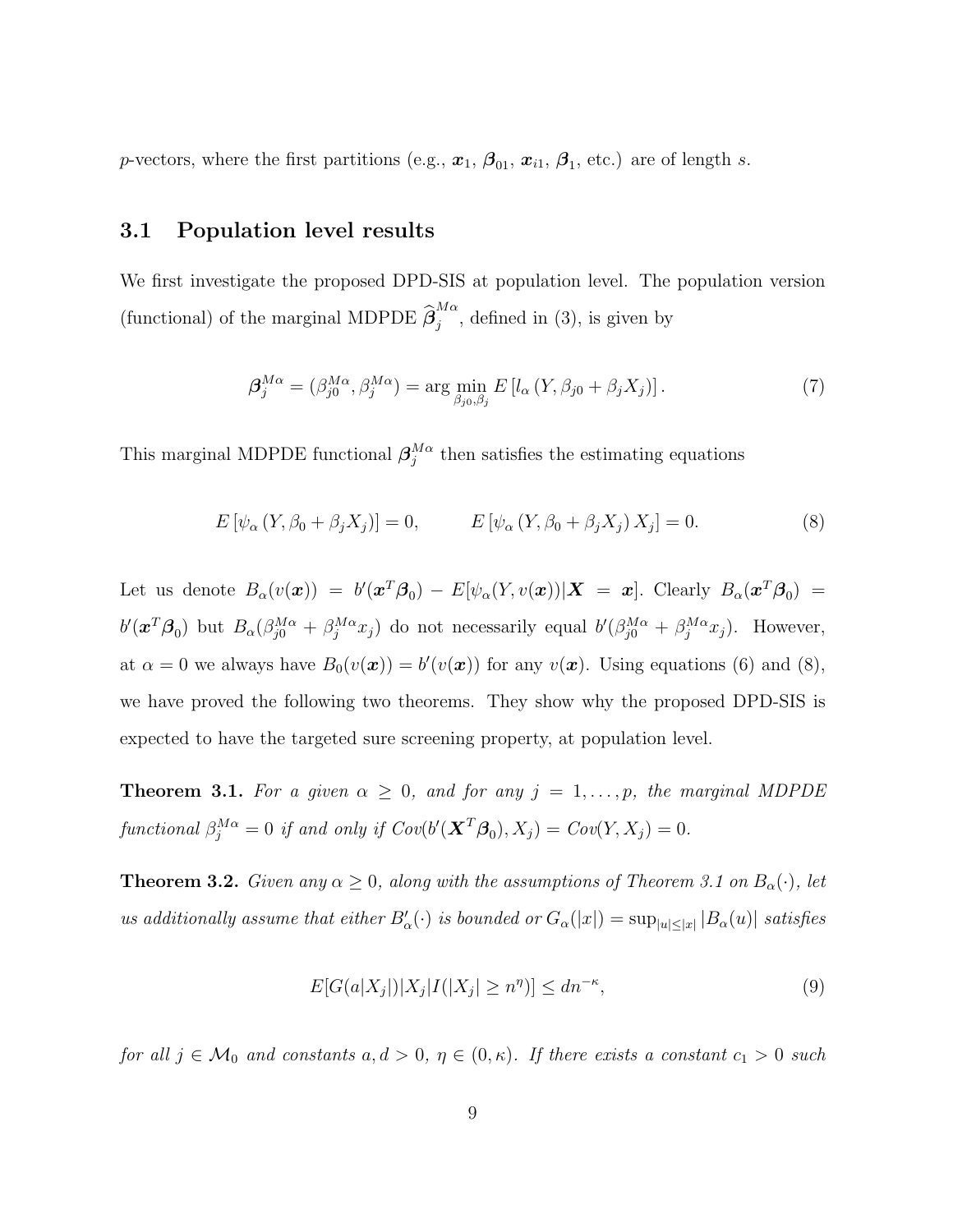$p$-vectors, where the first partitions (e.g., $\boldsymbol{x}_1$, $\boldsymbol{\beta}_{01}$, $\boldsymbol{x}_{i1}$, $\boldsymbol{\beta}_1$, etc.) are of length $s$.

### 3.1 Population level results

We first investigate the proposed DPD-SIS at population level. The population version (functional) of the marginal MDPDE $\widehat{\boldsymbol{\beta}}_j^{M\alpha}$, defined in (3), is given by

$$\boldsymbol{\beta}_j^{M\alpha} = (\beta_{j0}^{M\alpha}, \beta_j^{M\alpha}) = \arg\min_{\beta_{j0},\beta_j} E\left[l_\alpha\left(Y, \beta_{j0} + \beta_j X_j\right)\right]. \tag{7}$$

This marginal MDPDE functional $\boldsymbol{\beta}_j^{M\alpha}$ then satisfies the estimating equations

$$E\left[\psi_\alpha\left(Y, \beta_0 + \beta_j X_j\right)\right] = 0, \qquad E\left[\psi_\alpha\left(Y, \beta_0 + \beta_j X_j\right) X_j\right] = 0. \tag{8}$$

Let us denote $B_\alpha(v(\boldsymbol{x})) = b'(\boldsymbol{x}^T\boldsymbol{\beta}_0) - E[\psi_\alpha(Y, v(\boldsymbol{x}))|\boldsymbol{X} = \boldsymbol{x}]$. Clearly $B_\alpha(\boldsymbol{x}^T\boldsymbol{\beta}_0) = b'(\boldsymbol{x}^T\boldsymbol{\beta}_0)$ but $B_\alpha(\beta_{j0}^{M\alpha} + \beta_j^{M\alpha}x_j)$ do not necessarily equal $b'(\beta_{j0}^{M\alpha} + \beta_j^{M\alpha}x_j)$. However, at $\alpha = 0$ we always have $B_0(v(\boldsymbol{x})) = b'(v(\boldsymbol{x}))$ for any $v(\boldsymbol{x})$. Using equations (6) and (8), we have proved the following two theorems. They show why the proposed DPD-SIS is expected to have the targeted sure screening property, at population level.

**Theorem 3.1.** *For a given $\alpha \geq 0$, and for any $j = 1, \ldots, p$, the marginal MDPDE functional $\beta_j^{M\alpha} = 0$ if and only if $Cov(b'(\boldsymbol{X}^T\boldsymbol{\beta}_0), X_j) = Cov(Y, X_j) = 0$.*

**Theorem 3.2.** *Given any $\alpha \geq 0$, along with the assumptions of Theorem 3.1 on $B_\alpha(\cdot)$, let us additionally assume that either $B'_\alpha(\cdot)$ is bounded or $G_\alpha(|x|) = \sup_{|u|\leq|x|} |B_\alpha(u)|$ satisfies*

$$E[G(a|X_j|)|X_j|I(|X_j| \geq n^\eta)] \leq dn^{-\kappa}, \tag{9}$$

*for all $j \in \mathcal{M}_0$ and constants $a, d > 0$, $\eta \in (0, \kappa)$. If there exists a constant $c_1 > 0$ such*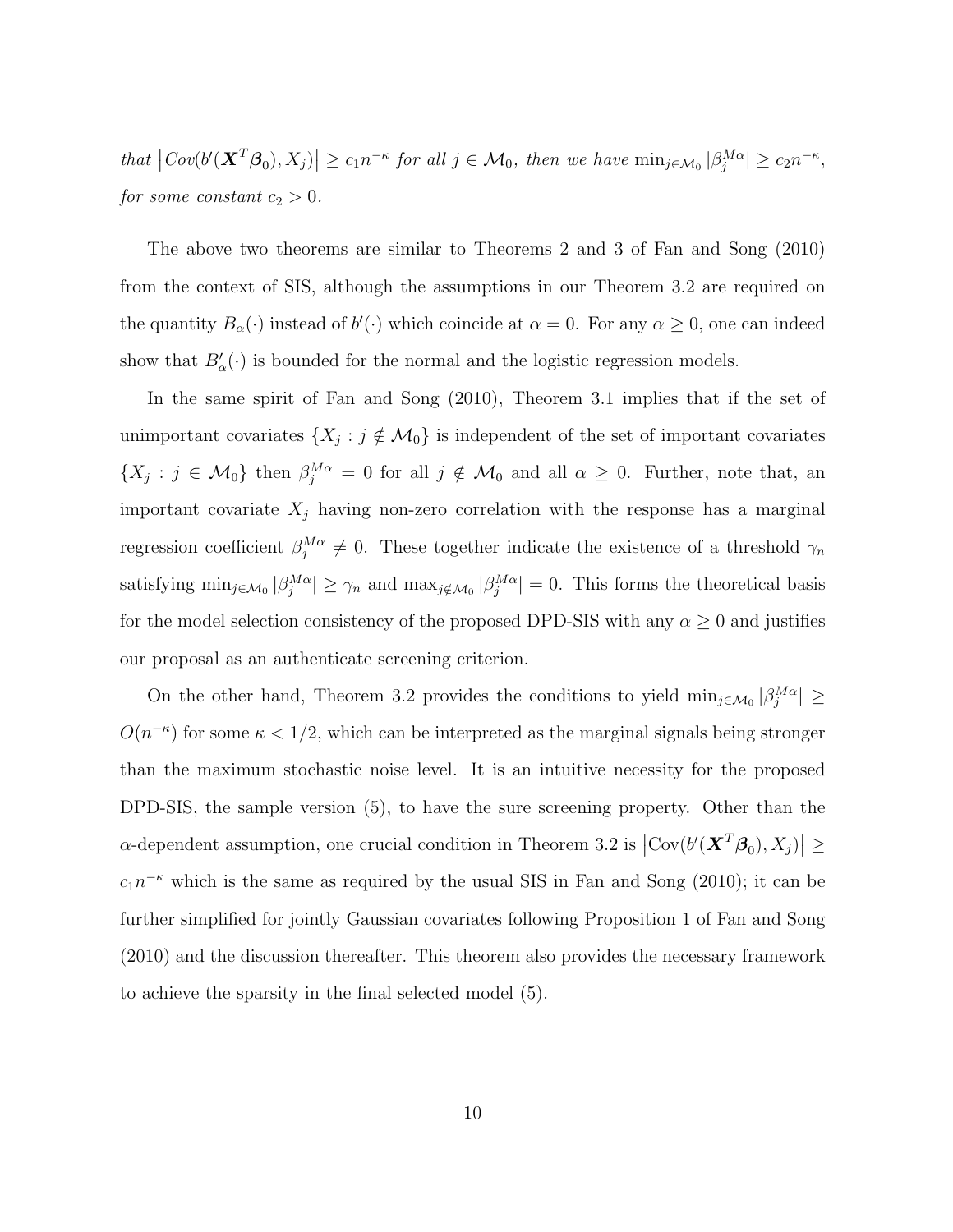*that* $\left|Cov(b'(\boldsymbol{X}^T\boldsymbol{\beta}_0), X_j)\right| \geq c_1 n^{-\kappa}$ *for all* $j \in \mathcal{M}_0$*, then we have* $\min_{j\in\mathcal{M}_0} |\beta_j^{M\alpha}| \geq c_2 n^{-\kappa}$*, for some constant* $c_2 > 0$*.*

The above two theorems are similar to Theorems 2 and 3 of Fan and Song (2010) from the context of SIS, although the assumptions in our Theorem 3.2 are required on the quantity $B_\alpha(\cdot)$ instead of $b'(\cdot)$ which coincide at $\alpha = 0$. For any $\alpha \geq 0$, one can indeed show that $B'_\alpha(\cdot)$ is bounded for the normal and the logistic regression models.

In the same spirit of Fan and Song (2010), Theorem 3.1 implies that if the set of unimportant covariates $\{X_j : j \notin \mathcal{M}_0\}$ is independent of the set of important covariates $\{X_j : j \in \mathcal{M}_0\}$ then $\beta_j^{M\alpha} = 0$ for all $j \notin \mathcal{M}_0$ and all $\alpha \geq 0$. Further, note that, an important covariate $X_j$ having non-zero correlation with the response has a marginal regression coefficient $\beta_j^{M\alpha} \neq 0$. These together indicate the existence of a threshold $\gamma_n$ satisfying $\min_{j\in\mathcal{M}_0} |\beta_j^{M\alpha}| \geq \gamma_n$ and $\max_{j\notin\mathcal{M}_0} |\beta_j^{M\alpha}| = 0$. This forms the theoretical basis for the model selection consistency of the proposed DPD-SIS with any $\alpha \geq 0$ and justifies our proposal as an authenticate screening criterion.

On the other hand, Theorem 3.2 provides the conditions to yield $\min_{j\in\mathcal{M}_0} |\beta_j^{M\alpha}| \geq O(n^{-\kappa})$ for some $\kappa < 1/2$, which can be interpreted as the marginal signals being stronger than the maximum stochastic noise level. It is an intuitive necessity for the proposed DPD-SIS, the sample version (5), to have the sure screening property. Other than the $\alpha$-dependent assumption, one crucial condition in Theorem 3.2 is $\left|\text{Cov}(b'(\boldsymbol{X}^T\boldsymbol{\beta}_0), X_j)\right| \geq c_1 n^{-\kappa}$ which is the same as required by the usual SIS in Fan and Song (2010); it can be further simplified for jointly Gaussian covariates following Proposition 1 of Fan and Song (2010) and the discussion thereafter. This theorem also provides the necessary framework to achieve the sparsity in the final selected model (5).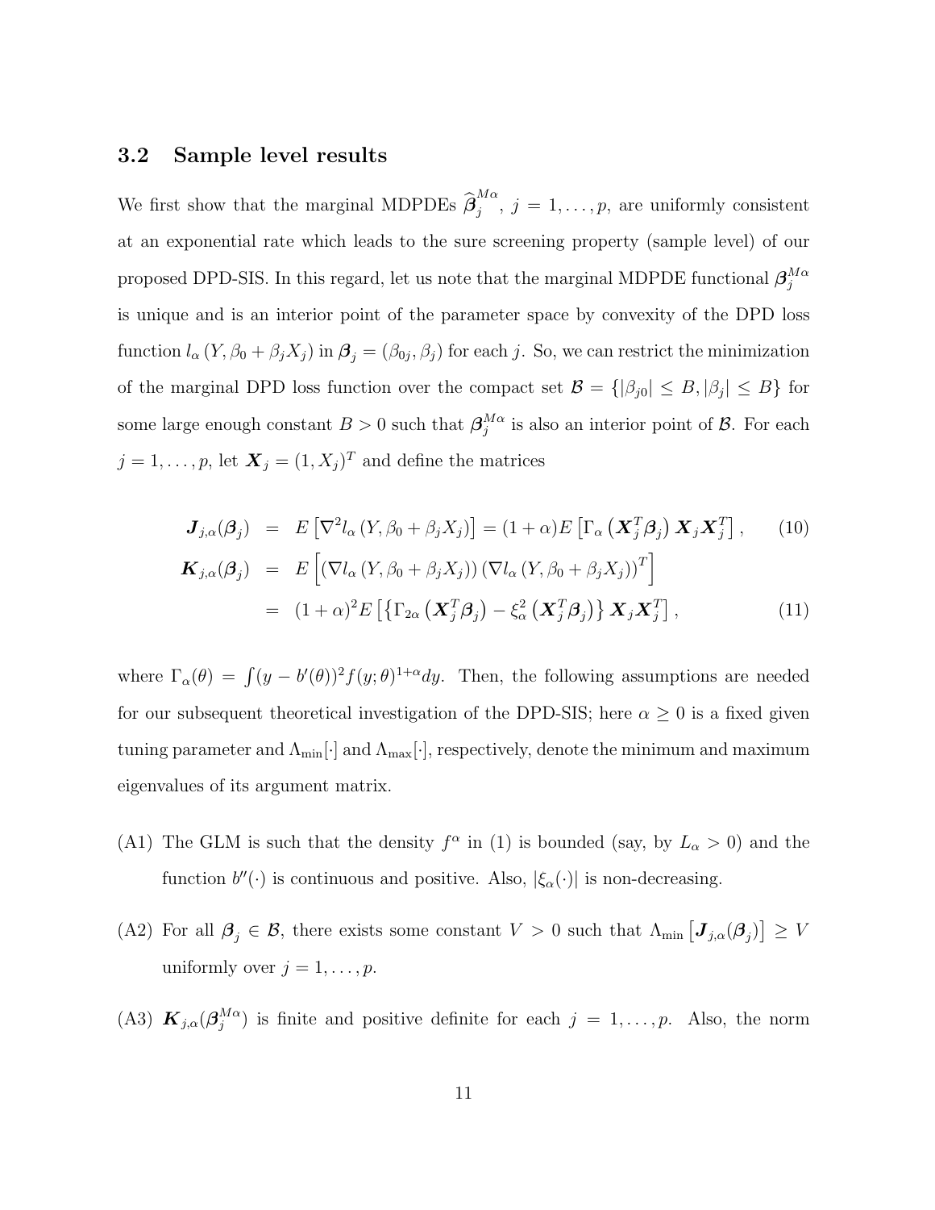### 3.2 Sample level results

We first show that the marginal MDPDEs $\widehat{\boldsymbol{\beta}}_j^{M\alpha}$, $j = 1, \ldots, p$, are uniformly consistent at an exponential rate which leads to the sure screening property (sample level) of our proposed DPD-SIS. In this regard, let us note that the marginal MDPDE functional $\boldsymbol{\beta}_j^{M\alpha}$ is unique and is an interior point of the parameter space by convexity of the DPD loss function $l_\alpha\left(Y, \beta_0 + \beta_j X_j\right)$ in $\boldsymbol{\beta}_j = (\beta_{0j}, \beta_j)$ for each $j$. So, we can restrict the minimization of the marginal DPD loss function over the compact set $\mathcal{B} = \{|\beta_{j0}| \leq B, |\beta_j| \leq B\}$ for some large enough constant $B > 0$ such that $\boldsymbol{\beta}_j^{M\alpha}$ is also an interior point of $\mathcal{B}$. For each $j = 1, \ldots, p$, let $\boldsymbol{X}_j = (1, X_j)^T$ and define the matrices

$$
\begin{aligned}
\boldsymbol{J}_{j,\alpha}(\boldsymbol{\beta}_j) &= E\left[\nabla^2 l_\alpha\left(Y, \beta_0 + \beta_j X_j\right)\right] = (1+\alpha) E\left[\Gamma_\alpha\left(\boldsymbol{X}_j^T \boldsymbol{\beta}_j\right) \boldsymbol{X}_j \boldsymbol{X}_j^T\right], \qquad (10) \\
\boldsymbol{K}_{j,\alpha}(\boldsymbol{\beta}_j) &= E\left[\left(\nabla l_\alpha\left(Y, \beta_0 + \beta_j X_j\right)\right)\left(\nabla l_\alpha\left(Y, \beta_0 + \beta_j X_j\right)\right)^T\right] \\
&= (1+\alpha)^2 E\left[\left\{\Gamma_{2\alpha}\left(\boldsymbol{X}_j^T \boldsymbol{\beta}_j\right) - \xi_\alpha^2\left(\boldsymbol{X}_j^T \boldsymbol{\beta}_j\right)\right\} \boldsymbol{X}_j \boldsymbol{X}_j^T\right], \qquad (11)
\end{aligned}
$$

where $\Gamma_\alpha(\theta) = \int (y - b'(\theta))^2 f(y;\theta)^{1+\alpha} dy$. Then, the following assumptions are needed for our subsequent theoretical investigation of the DPD-SIS; here $\alpha \geq 0$ is a fixed given tuning parameter and $\Lambda_{\min}[\cdot]$ and $\Lambda_{\max}[\cdot]$, respectively, denote the minimum and maximum eigenvalues of its argument matrix.

(A1) The GLM is such that the density $f^\alpha$ in (1) is bounded (say, by $L_\alpha > 0$) and the function $b''(\cdot)$ is continuous and positive. Also, $|\xi_\alpha(\cdot)|$ is non-decreasing.

(A2) For all $\boldsymbol{\beta}_j \in \mathcal{B}$, there exists some constant $V > 0$ such that $\Lambda_{\min}\left[\boldsymbol{J}_{j,\alpha}(\boldsymbol{\beta}_j)\right] \geq V$ uniformly over $j = 1, \ldots, p$.

(A3) $\boldsymbol{K}_{j,\alpha}(\boldsymbol{\beta}_j^{M\alpha})$ is finite and positive definite for each $j = 1, \ldots, p$. Also, the norm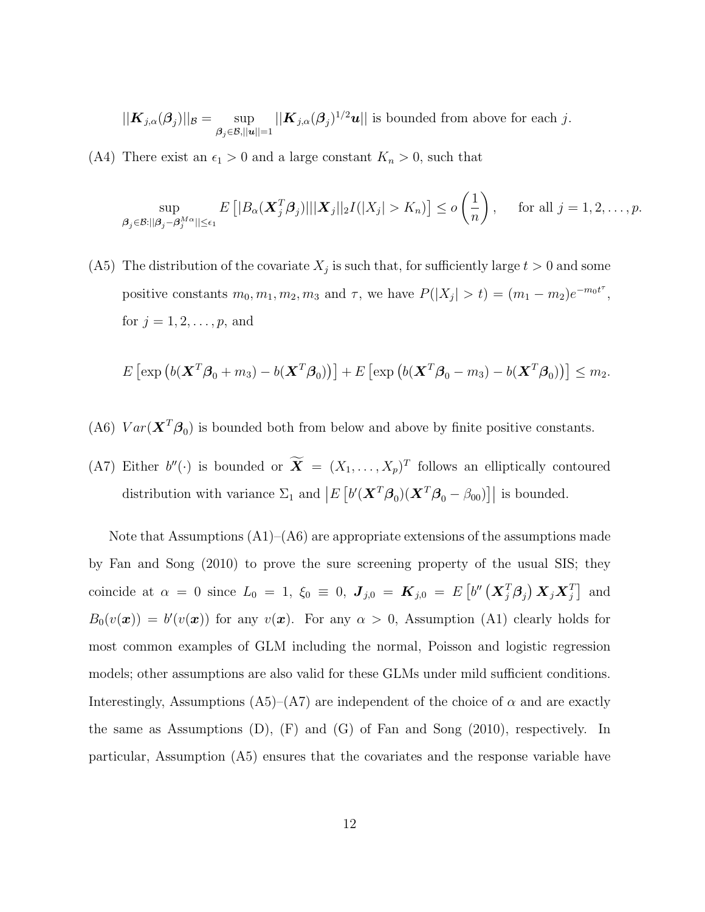$||\boldsymbol{K}_{j,\alpha}(\boldsymbol{\beta}_j)||_{\mathcal{B}} = \sup_{\boldsymbol{\beta}_j \in \mathcal{B}, ||\boldsymbol{u}||=1} ||\boldsymbol{K}_{j,\alpha}(\boldsymbol{\beta}_j)^{1/2}\boldsymbol{u}||$ is bounded from above for each $j$.

(A4) There exist an $\epsilon_1 > 0$ and a large constant $K_n > 0$, such that

$$\sup_{\boldsymbol{\beta}_j \in \mathcal{B}: ||\boldsymbol{\beta}_j - \boldsymbol{\beta}_j^{M\alpha}|| \leq \epsilon_1} E\left[|B_\alpha(\boldsymbol{X}_j^T\boldsymbol{\beta}_j)|||\boldsymbol{X}_j||_2 I(|X_j| > K_n)\right] \leq o\left(\frac{1}{n}\right), \qquad \text{for all } j = 1, 2, \ldots, p.$$

(A5) The distribution of the covariate $X_j$ is such that, for sufficiently large $t > 0$ and some positive constants $m_0, m_1, m_2, m_3$ and $\tau$, we have $P(|X_j| > t) = (m_1 - m_2)e^{-m_0 t^\tau}$, for $j = 1, 2, \ldots, p$, and

$$E\left[\exp\left(b(\boldsymbol{X}^T\boldsymbol{\beta}_0 + m_3) - b(\boldsymbol{X}^T\boldsymbol{\beta}_0)\right)\right] + E\left[\exp\left(b(\boldsymbol{X}^T\boldsymbol{\beta}_0 - m_3) - b(\boldsymbol{X}^T\boldsymbol{\beta}_0)\right)\right] \leq m_2.$$

(A6) $Var(\boldsymbol{X}^T\boldsymbol{\beta}_0)$ is bounded both from below and above by finite positive constants.

(A7) Either $b''(\cdot)$ is bounded or $\widetilde{\boldsymbol{X}} = (X_1, \ldots, X_p)^T$ follows an elliptically contoured distribution with variance $\Sigma_1$ and $\left|E\left[b'(\boldsymbol{X}^T\boldsymbol{\beta}_0)(\boldsymbol{X}^T\boldsymbol{\beta}_0 - \beta_{00})\right]\right|$ is bounded.

Note that Assumptions (A1)–(A6) are appropriate extensions of the assumptions made by Fan and Song (2010) to prove the sure screening property of the usual SIS; they coincide at $\alpha = 0$ since $L_0 = 1$, $\xi_0 \equiv 0$, $\boldsymbol{J}_{j,0} = \boldsymbol{K}_{j,0} = E\left[b''\left(\boldsymbol{X}_j^T\boldsymbol{\beta}_j\right)\boldsymbol{X}_j\boldsymbol{X}_j^T\right]$ and $B_0(v(\boldsymbol{x})) = b'(v(\boldsymbol{x}))$ for any $v(\boldsymbol{x})$. For any $\alpha > 0$, Assumption (A1) clearly holds for most common examples of GLM including the normal, Poisson and logistic regression models; other assumptions are also valid for these GLMs under mild sufficient conditions. Interestingly, Assumptions (A5)–(A7) are independent of the choice of $\alpha$ and are exactly the same as Assumptions (D), (F) and (G) of Fan and Song (2010), respectively. In particular, Assumption (A5) ensures that the covariates and the response variable have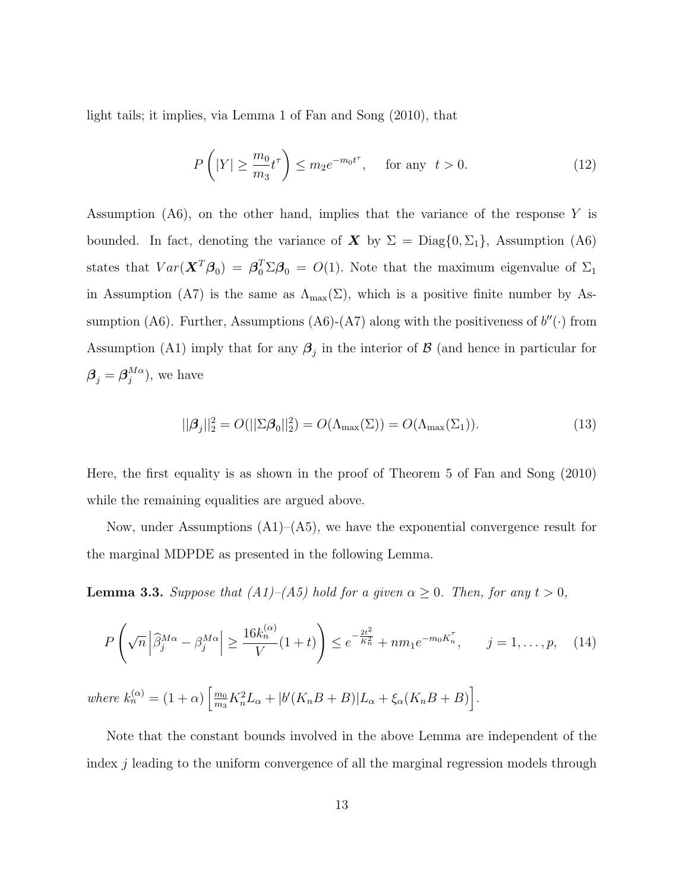light tails; it implies, via Lemma 1 of Fan and Song (2010), that

$$
P\left(|Y| \geq \frac{m_0}{m_3} t^{\tau}\right) \leq m_2 e^{-m_0 t^{\tau}}, \quad \text{for any } \ t > 0. \tag{12}
$$

Assumption (A6), on the other hand, implies that the variance of the response $Y$ is bounded. In fact, denoting the variance of $\boldsymbol{X}$ by $\Sigma = \text{Diag}\{0, \Sigma_1\}$, Assumption (A6) states that $Var(\boldsymbol{X}^T\boldsymbol{\beta}_0) = \boldsymbol{\beta}_0^T \Sigma \boldsymbol{\beta}_0 = O(1)$. Note that the maximum eigenvalue of $\Sigma_1$ in Assumption (A7) is the same as $\Lambda_{\max}(\Sigma)$, which is a positive finite number by Assumption (A6). Further, Assumptions (A6)-(A7) along with the positiveness of $b''(\cdot)$ from Assumption (A1) imply that for any $\boldsymbol{\beta}_j$ in the interior of $\mathcal{B}$ (and hence in particular for $\boldsymbol{\beta}_j = \boldsymbol{\beta}_j^{M\alpha}$), we have

$$
||\boldsymbol{\beta}_j||_2^2 = O(||\Sigma\boldsymbol{\beta}_0||_2^2) = O(\Lambda_{\max}(\Sigma)) = O(\Lambda_{\max}(\Sigma_1)). \tag{13}
$$

Here, the first equality is as shown in the proof of Theorem 5 of Fan and Song (2010) while the remaining equalities are argued above.

Now, under Assumptions (A1)–(A5), we have the exponential convergence result for the marginal MDPDE as presented in the following Lemma.

**Lemma 3.3.** *Suppose that (A1)–(A5) hold for a given $\alpha \geq 0$. Then, for any $t > 0$,*

$$
P\left(\sqrt{n}\left|\widehat{\beta}_j^{M\alpha} - \beta_j^{M\alpha}\right| \geq \frac{16 k_n^{(\alpha)}}{V}(1+t)\right) \leq e^{-\frac{2t^2}{K_n^2}} + n m_1 e^{-m_0 K_n^{\tau}}, \qquad j = 1, \ldots, p, \tag{14}
$$

*where* $k_n^{(\alpha)} = (1+\alpha)\left[\frac{m_0}{m_3} K_n^2 L_\alpha + |b'(K_n B + B)| L_\alpha + \xi_\alpha(K_n B + B)\right]$.

Note that the constant bounds involved in the above Lemma are independent of the index $j$ leading to the uniform convergence of all the marginal regression models through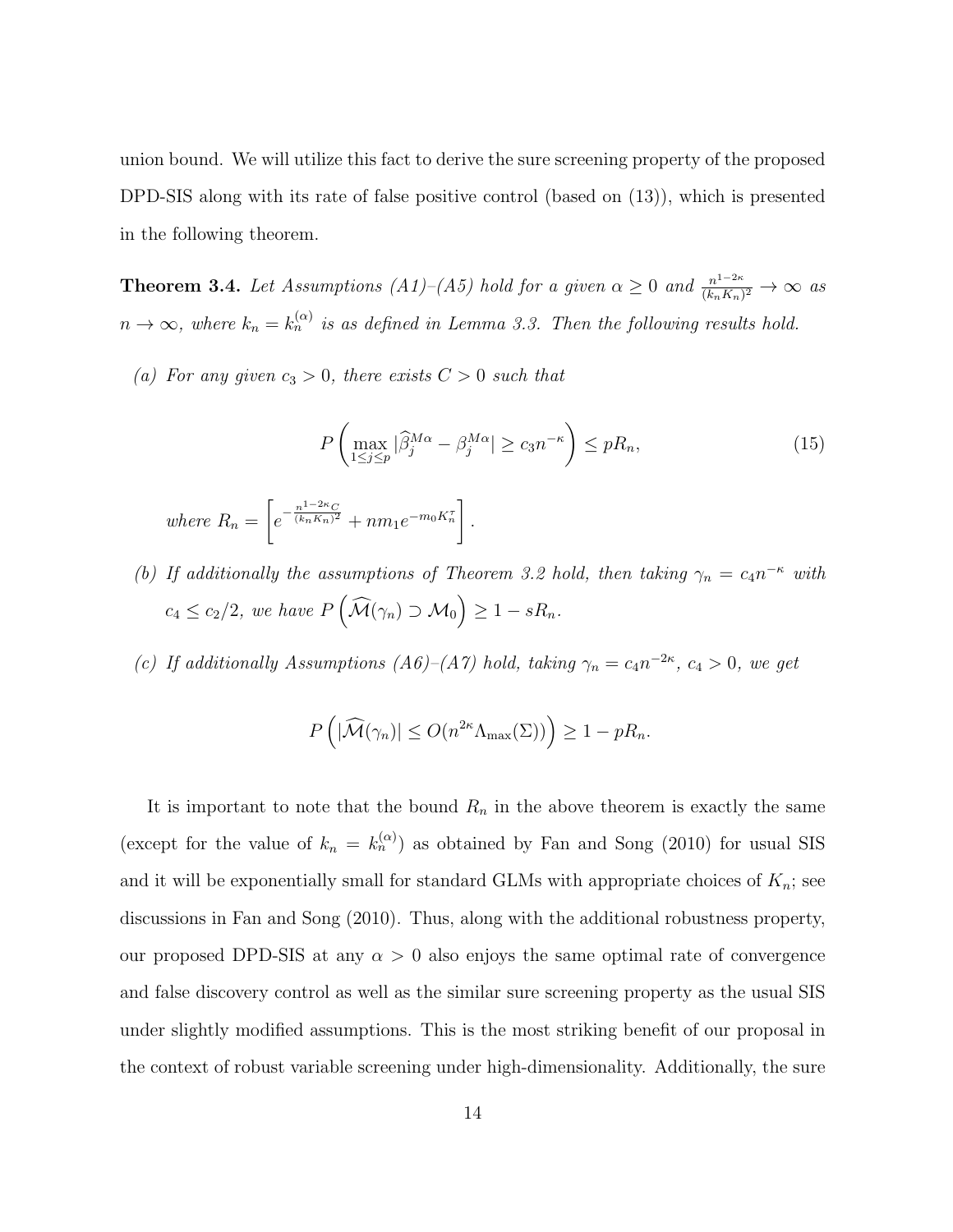union bound. We will utilize this fact to derive the sure screening property of the proposed DPD-SIS along with its rate of false positive control (based on (13)), which is presented in the following theorem.

**Theorem 3.4.** *Let Assumptions (A1)–(A5) hold for a given $\alpha \geq 0$ and $\frac{n^{1-2\kappa}}{(k_n K_n)^2} \to \infty$ as $n \to \infty$, where $k_n = k_n^{(\alpha)}$ is as defined in Lemma 3.3. Then the following results hold.*

*(a) For any given $c_3 > 0$, there exists $C > 0$ such that*

$$P\left(\max_{1 \leq j \leq p} |\widehat{\beta}_j^{M\alpha} - \beta_j^{M\alpha}| \geq c_3 n^{-\kappa}\right) \leq pR_n, \tag{15}$$

*where $R_n = \left[e^{-\frac{n^{1-2\kappa}C}{(k_n K_n)^2}} + nm_1 e^{-m_0 K_n^\tau}\right]$.*

*(b) If additionally the assumptions of Theorem 3.2 hold, then taking $\gamma_n = c_4 n^{-\kappa}$ with $c_4 \leq c_2/2$, we have $P\left(\widehat{\mathcal{M}}(\gamma_n) \supset \mathcal{M}_0\right) \geq 1 - sR_n$.*

*(c) If additionally Assumptions (A6)–(A7) hold, taking $\gamma_n = c_4 n^{-2\kappa}$, $c_4 > 0$, we get*

$$P\left(|\widehat{\mathcal{M}}(\gamma_n)| \leq O(n^{2\kappa}\Lambda_{\max}(\Sigma))\right) \geq 1 - pR_n.$$

It is important to note that the bound $R_n$ in the above theorem is exactly the same (except for the value of $k_n = k_n^{(\alpha)}$) as obtained by Fan and Song (2010) for usual SIS and it will be exponentially small for standard GLMs with appropriate choices of $K_n$; see discussions in Fan and Song (2010). Thus, along with the additional robustness property, our proposed DPD-SIS at any $\alpha > 0$ also enjoys the same optimal rate of convergence and false discovery control as well as the similar sure screening property as the usual SIS under slightly modified assumptions. This is the most striking benefit of our proposal in the context of robust variable screening under high-dimensionality. Additionally, the sure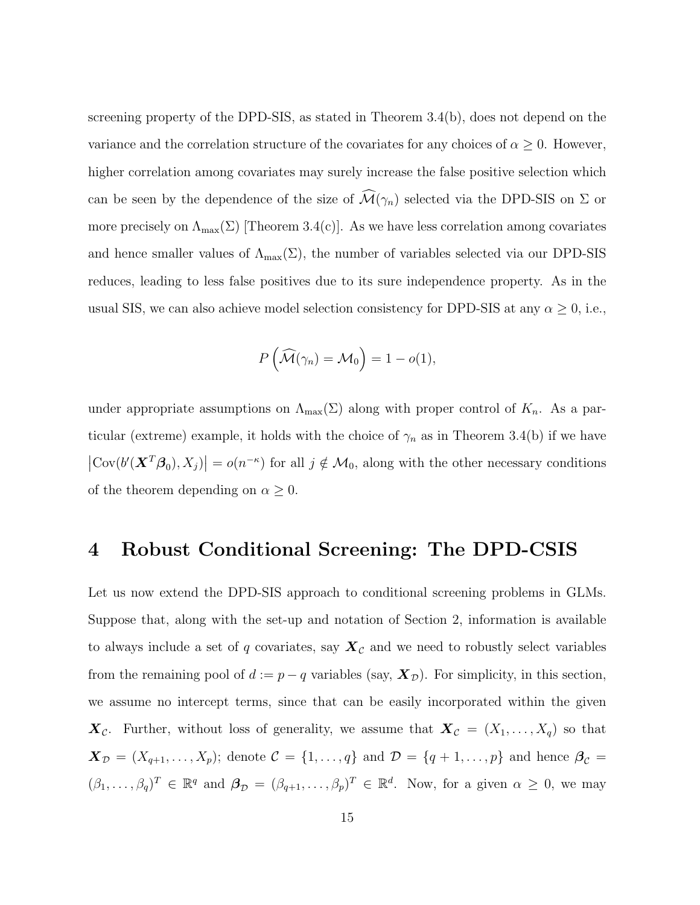screening property of the DPD-SIS, as stated in Theorem 3.4(b), does not depend on the variance and the correlation structure of the covariates for any choices of $\alpha \geq 0$. However, higher correlation among covariates may surely increase the false positive selection which can be seen by the dependence of the size of $\widehat{\mathcal{M}}(\gamma_n)$ selected via the DPD-SIS on $\Sigma$ or more precisely on $\Lambda_{\max}(\Sigma)$ [Theorem 3.4(c)]. As we have less correlation among covariates and hence smaller values of $\Lambda_{\max}(\Sigma)$, the number of variables selected via our DPD-SIS reduces, leading to less false positives due to its sure independence property. As in the usual SIS, we can also achieve model selection consistency for DPD-SIS at any $\alpha \geq 0$, i.e.,

$$P\left(\widehat{\mathcal{M}}(\gamma_n) = \mathcal{M}_0\right) = 1 - o(1),$$

under appropriate assumptions on $\Lambda_{\max}(\Sigma)$ along with proper control of $K_n$. As a particular (extreme) example, it holds with the choice of $\gamma_n$ as in Theorem 3.4(b) if we have $\left|\mathrm{Cov}(b'(\boldsymbol{X}^T\boldsymbol{\beta}_0), X_j)\right| = o(n^{-\kappa})$ for all $j \notin \mathcal{M}_0$, along with the other necessary conditions of the theorem depending on $\alpha \geq 0$.

# 4 Robust Conditional Screening: The DPD-CSIS

Let us now extend the DPD-SIS approach to conditional screening problems in GLMs. Suppose that, along with the set-up and notation of Section 2, information is available to always include a set of $q$ covariates, say $\boldsymbol{X}_{\mathcal{C}}$ and we need to robustly select variables from the remaining pool of $d := p - q$ variables (say, $\boldsymbol{X}_{\mathcal{D}}$). For simplicity, in this section, we assume no intercept terms, since that can be easily incorporated within the given $\boldsymbol{X}_{\mathcal{C}}$. Further, without loss of generality, we assume that $\boldsymbol{X}_{\mathcal{C}} = (X_1, \ldots, X_q)$ so that $\boldsymbol{X}_{\mathcal{D}} = (X_{q+1}, \ldots, X_p)$; denote $\mathcal{C} = \{1, \ldots, q\}$ and $\mathcal{D} = \{q+1, \ldots, p\}$ and hence $\boldsymbol{\beta}_{\mathcal{C}} = (\beta_1, \ldots, \beta_q)^T \in \mathbb{R}^q$ and $\boldsymbol{\beta}_{\mathcal{D}} = (\beta_{q+1}, \ldots, \beta_p)^T \in \mathbb{R}^d$. Now, for a given $\alpha \geq 0$, we may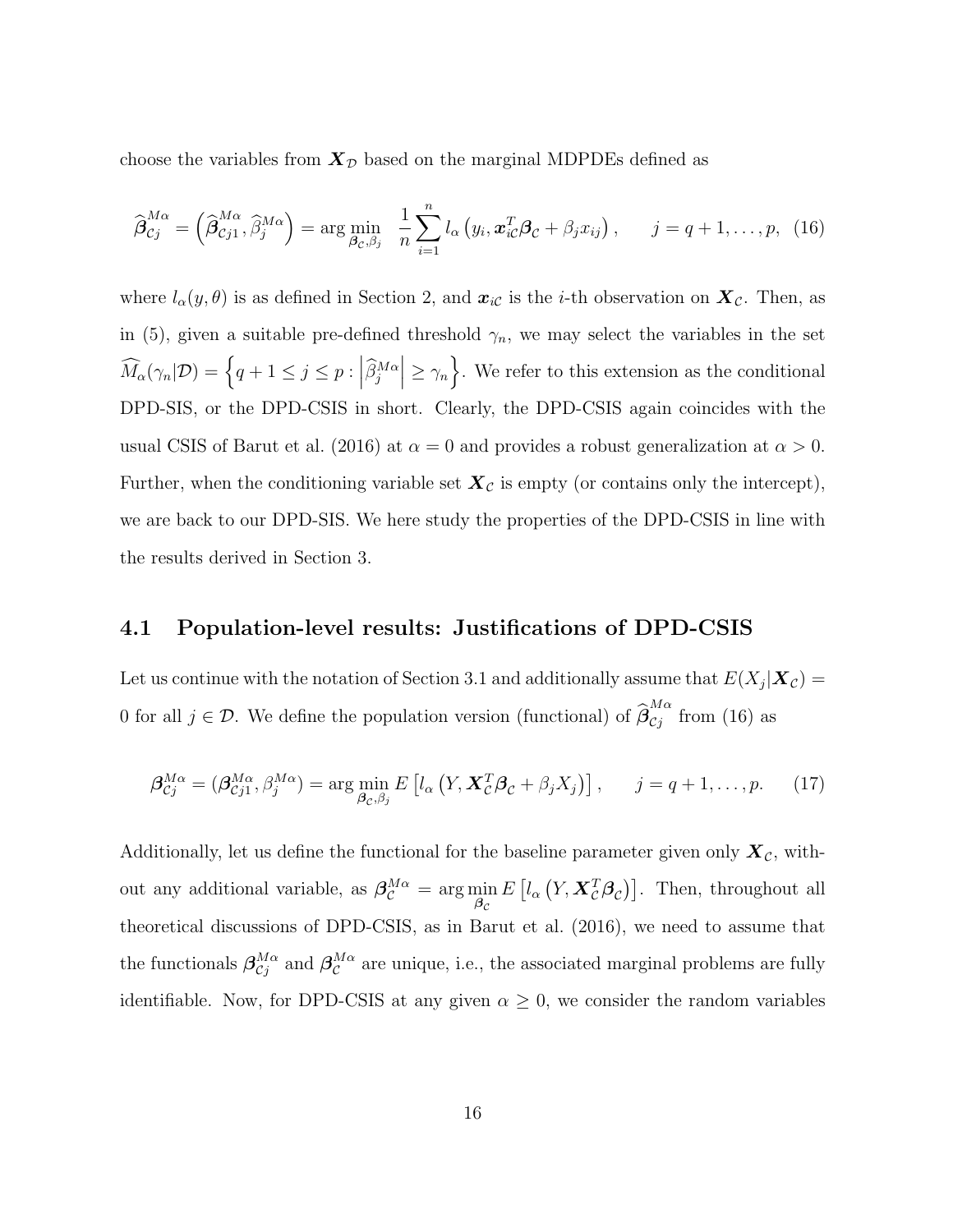choose the variables from $\boldsymbol{X}_{\mathcal{D}}$ based on the marginal MDPDEs defined as

$$
\widehat{\boldsymbol{\beta}}_{\mathcal{C}j}^{M\alpha} = \left(\widehat{\boldsymbol{\beta}}_{\mathcal{C}j1}^{M\alpha}, \widehat{\beta}_{j}^{M\alpha}\right) = \arg\min_{\boldsymbol{\beta}_{\mathcal{C}}, \beta_j} \ \frac{1}{n}\sum_{i=1}^{n} l_\alpha\left(y_i, \boldsymbol{x}_{i\mathcal{C}}^T\boldsymbol{\beta}_{\mathcal{C}} + \beta_j x_{ij}\right), \qquad j = q+1, \ldots, p, \quad (16)
$$

where $l_\alpha(y, \theta)$ is as defined in Section 2, and $\boldsymbol{x}_{i\mathcal{C}}$ is the $i$-th observation on $\boldsymbol{X}_{\mathcal{C}}$. Then, as in (5), given a suitable pre-defined threshold $\gamma_n$, we may select the variables in the set $\widehat{M}_\alpha(\gamma_n|\mathcal{D}) = \left\{q+1 \leq j \leq p : \left|\widehat{\beta}_j^{M\alpha}\right| \geq \gamma_n\right\}$. We refer to this extension as the conditional DPD-SIS, or the DPD-CSIS in short. Clearly, the DPD-CSIS again coincides with the usual CSIS of Barut et al. (2016) at $\alpha = 0$ and provides a robust generalization at $\alpha > 0$. Further, when the conditioning variable set $\boldsymbol{X}_{\mathcal{C}}$ is empty (or contains only the intercept), we are back to our DPD-SIS. We here study the properties of the DPD-CSIS in line with the results derived in Section 3.

## 4.1 Population-level results: Justifications of DPD-CSIS

Let us continue with the notation of Section 3.1 and additionally assume that $E(X_j|\boldsymbol{X}_{\mathcal{C}}) = 0$ for all $j \in \mathcal{D}$. We define the population version (functional) of $\widehat{\boldsymbol{\beta}}_{\mathcal{C}j}^{M\alpha}$ from (16) as

$$
\boldsymbol{\beta}_{\mathcal{C}j}^{M\alpha} = (\boldsymbol{\beta}_{\mathcal{C}j1}^{M\alpha}, \beta_j^{M\alpha}) = \arg\min_{\boldsymbol{\beta}_{\mathcal{C}}, \beta_j} E\left[l_\alpha\left(Y, \boldsymbol{X}_{\mathcal{C}}^T\boldsymbol{\beta}_{\mathcal{C}} + \beta_j X_j\right)\right], \qquad j = q+1, \ldots, p. \quad (17)
$$

Additionally, let us define the functional for the baseline parameter given only $\boldsymbol{X}_{\mathcal{C}}$, without any additional variable, as $\boldsymbol{\beta}_{\mathcal{C}}^{M\alpha} = \arg\min_{\boldsymbol{\beta}_{\mathcal{C}}} E\left[l_\alpha\left(Y, \boldsymbol{X}_{\mathcal{C}}^T\boldsymbol{\beta}_{\mathcal{C}}\right)\right]$. Then, throughout all theoretical discussions of DPD-CSIS, as in Barut et al. (2016), we need to assume that the functionals $\boldsymbol{\beta}_{\mathcal{C}j}^{M\alpha}$ and $\boldsymbol{\beta}_{\mathcal{C}}^{M\alpha}$ are unique, i.e., the associated marginal problems are fully identifiable. Now, for DPD-CSIS at any given $\alpha \geq 0$, we consider the random variables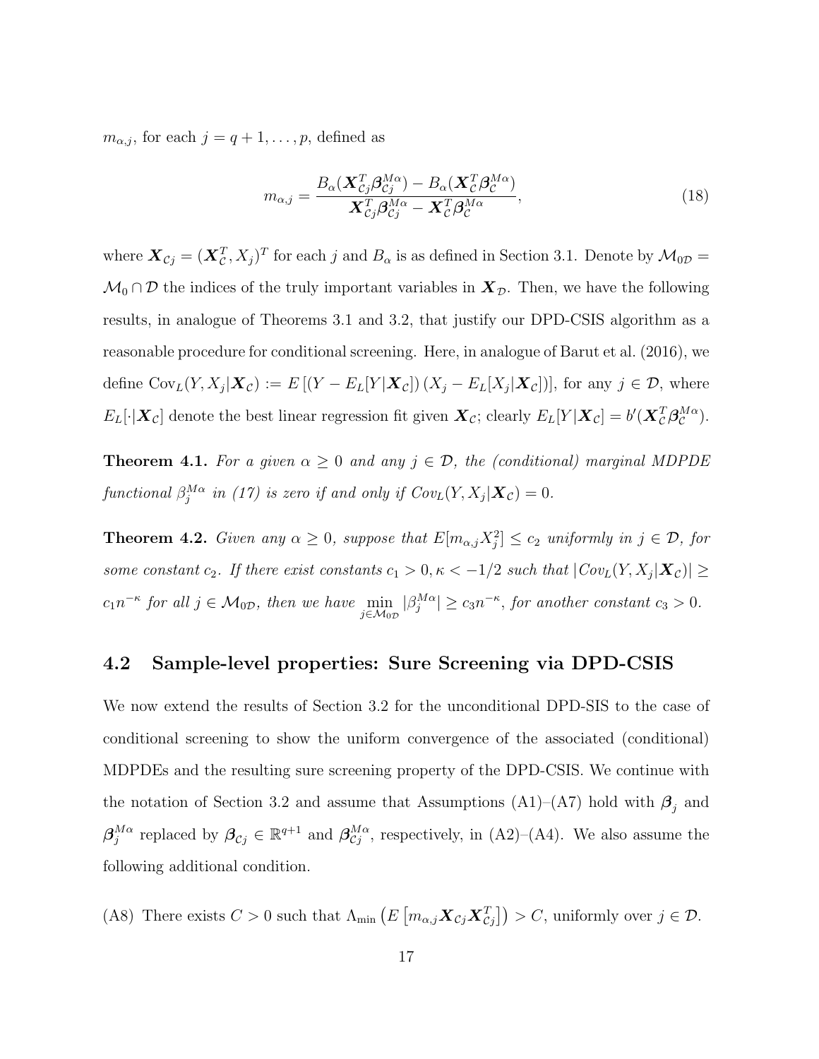$m_{\alpha,j}$, for each $j = q+1, \ldots, p$, defined as

$$m_{\alpha,j} = \frac{B_\alpha(\boldsymbol{X}_{\mathcal{C}j}^T \boldsymbol{\beta}_{\mathcal{C}j}^{M\alpha}) - B_\alpha(\boldsymbol{X}_{\mathcal{C}}^T \boldsymbol{\beta}_{\mathcal{C}}^{M\alpha})}{\boldsymbol{X}_{\mathcal{C}j}^T \boldsymbol{\beta}_{\mathcal{C}j}^{M\alpha} - \boldsymbol{X}_{\mathcal{C}}^T \boldsymbol{\beta}_{\mathcal{C}}^{M\alpha}}, \tag{18}$$

where $\boldsymbol{X}_{\mathcal{C}j} = (\boldsymbol{X}_{\mathcal{C}}^T, X_j)^T$ for each $j$ and $B_\alpha$ is as defined in Section 3.1. Denote by $\mathcal{M}_{0\mathcal{D}} = \mathcal{M}_0 \cap \mathcal{D}$ the indices of the truly important variables in $\boldsymbol{X}_{\mathcal{D}}$. Then, we have the following results, in analogue of Theorems 3.1 and 3.2, that justify our DPD-CSIS algorithm as a reasonable procedure for conditional screening. Here, in analogue of Barut et al. (2016), we define $\mathrm{Cov}_L(Y, X_j|\boldsymbol{X}_{\mathcal{C}}) := E\left[(Y - E_L[Y|\boldsymbol{X}_{\mathcal{C}}])\left(X_j - E_L[X_j|\boldsymbol{X}_{\mathcal{C}}]\right)\right]$, for any $j \in \mathcal{D}$, where $E_L[\cdot|\boldsymbol{X}_{\mathcal{C}}]$ denote the best linear regression fit given $\boldsymbol{X}_{\mathcal{C}}$; clearly $E_L[Y|\boldsymbol{X}_{\mathcal{C}}] = b'(\boldsymbol{X}_{\mathcal{C}}^T \boldsymbol{\beta}_{\mathcal{C}}^{M\alpha})$.

**Theorem 4.1.** *For a given $\alpha \geq 0$ and any $j \in \mathcal{D}$, the (conditional) marginal MDPDE functional $\beta_j^{M\alpha}$ in (17) is zero if and only if $Cov_L(Y, X_j|\boldsymbol{X}_{\mathcal{C}}) = 0$.*

**Theorem 4.2.** *Given any $\alpha \geq 0$, suppose that $E[m_{\alpha,j} X_j^2] \leq c_2$ uniformly in $j \in \mathcal{D}$, for some constant $c_2$. If there exist constants $c_1 > 0, \kappa < -1/2$ such that $|Cov_L(Y, X_j|\boldsymbol{X}_{\mathcal{C}})| \geq c_1 n^{-\kappa}$ for all $j \in \mathcal{M}_{0\mathcal{D}}$, then we have $\min\limits_{j \in \mathcal{M}_{0\mathcal{D}}} |\beta_j^{M\alpha}| \geq c_3 n^{-\kappa}$, for another constant $c_3 > 0$.*

## 4.2 Sample-level properties: Sure Screening via DPD-CSIS

We now extend the results of Section 3.2 for the unconditional DPD-SIS to the case of conditional screening to show the uniform convergence of the associated (conditional) MDPDEs and the resulting sure screening property of the DPD-CSIS. We continue with the notation of Section 3.2 and assume that Assumptions (A1)–(A7) hold with $\boldsymbol{\beta}_j$ and $\boldsymbol{\beta}_j^{M\alpha}$ replaced by $\boldsymbol{\beta}_{\mathcal{C}j} \in \mathbb{R}^{q+1}$ and $\boldsymbol{\beta}_{\mathcal{C}j}^{M\alpha}$, respectively, in (A2)–(A4). We also assume the following additional condition.

(A8) There exists $C > 0$ such that $\Lambda_{\min}\left(E\left[m_{\alpha,j} \boldsymbol{X}_{\mathcal{C}j} \boldsymbol{X}_{\mathcal{C}j}^T\right]\right) > C$, uniformly over $j \in \mathcal{D}$.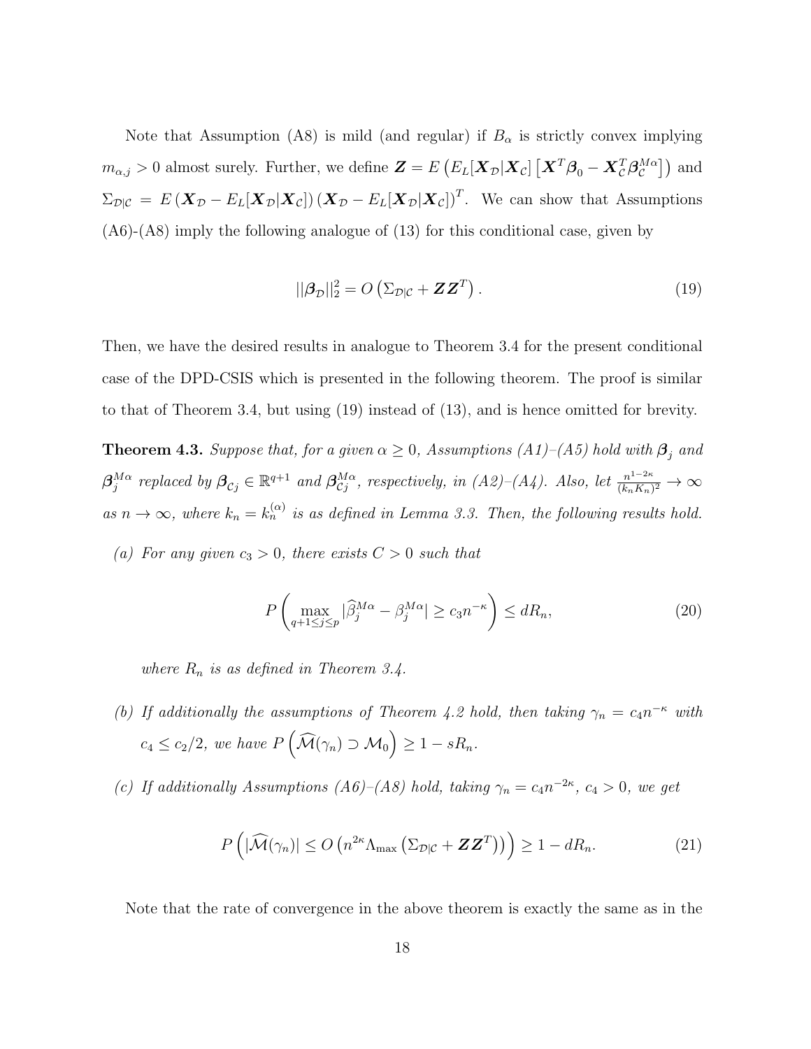Note that Assumption (A8) is mild (and regular) if $B_\alpha$ is strictly convex implying $m_{\alpha,j} > 0$ almost surely. Further, we define $\boldsymbol{Z} = E\left(E_L[\boldsymbol{X}_\mathcal{D}|\boldsymbol{X}_\mathcal{C}]\left[\boldsymbol{X}^T\boldsymbol{\beta}_0 - \boldsymbol{X}_\mathcal{C}^T\boldsymbol{\beta}_\mathcal{C}^{M\alpha}\right]\right)$ and $\Sigma_{\mathcal{D}|\mathcal{C}} = E\left(\boldsymbol{X}_\mathcal{D} - E_L[\boldsymbol{X}_\mathcal{D}|\boldsymbol{X}_\mathcal{C}]\right)\left(\boldsymbol{X}_\mathcal{D} - E_L[\boldsymbol{X}_\mathcal{D}|\boldsymbol{X}_\mathcal{C}]\right)^T$. We can show that Assumptions (A6)-(A8) imply the following analogue of (13) for this conditional case, given by

$$||\boldsymbol{\beta}_\mathcal{D}||_2^2 = O\left(\Sigma_{\mathcal{D}|\mathcal{C}} + \boldsymbol{Z}\boldsymbol{Z}^T\right). \tag{19}$$

Then, we have the desired results in analogue to Theorem 3.4 for the present conditional case of the DPD-CSIS which is presented in the following theorem. The proof is similar to that of Theorem 3.4, but using (19) instead of (13), and is hence omitted for brevity.

**Theorem 4.3.** *Suppose that, for a given $\alpha \geq 0$, Assumptions (A1)–(A5) hold with $\boldsymbol{\beta}_j$ and $\boldsymbol{\beta}_j^{M\alpha}$ replaced by $\boldsymbol{\beta}_{\mathcal{C}j} \in \mathbb{R}^{q+1}$ and $\boldsymbol{\beta}_{\mathcal{C}j}^{M\alpha}$, respectively, in (A2)–(A4). Also, let $\frac{n^{1-2\kappa}}{(k_nK_n)^2} \to \infty$ as $n \to \infty$, where $k_n = k_n^{(\alpha)}$ is as defined in Lemma 3.3. Then, the following results hold.*

*(a) For any given $c_3 > 0$, there exists $C > 0$ such that*

$$P\left(\max_{q+1\leq j\leq p}|\widehat{\beta}_j^{M\alpha} - \beta_j^{M\alpha}| \geq c_3n^{-\kappa}\right) \leq dR_n, \tag{20}$$

*where $R_n$ is as defined in Theorem 3.4.*

*(b) If additionally the assumptions of Theorem 4.2 hold, then taking $\gamma_n = c_4n^{-\kappa}$ with $c_4 \leq c_2/2$, we have $P\left(\widehat{\mathcal{M}}(\gamma_n) \supset \mathcal{M}_0\right) \geq 1 - sR_n$.*

*(c) If additionally Assumptions (A6)–(A8) hold, taking $\gamma_n = c_4n^{-2\kappa}$, $c_4 > 0$, we get*

$$P\left(|\widehat{\mathcal{M}}(\gamma_n)| \leq O\left(n^{2\kappa}\Lambda_{\max}\left(\Sigma_{\mathcal{D}|\mathcal{C}} + \boldsymbol{Z}\boldsymbol{Z}^T\right)\right)\right) \geq 1 - dR_n. \tag{21}$$

Note that the rate of convergence in the above theorem is exactly the same as in the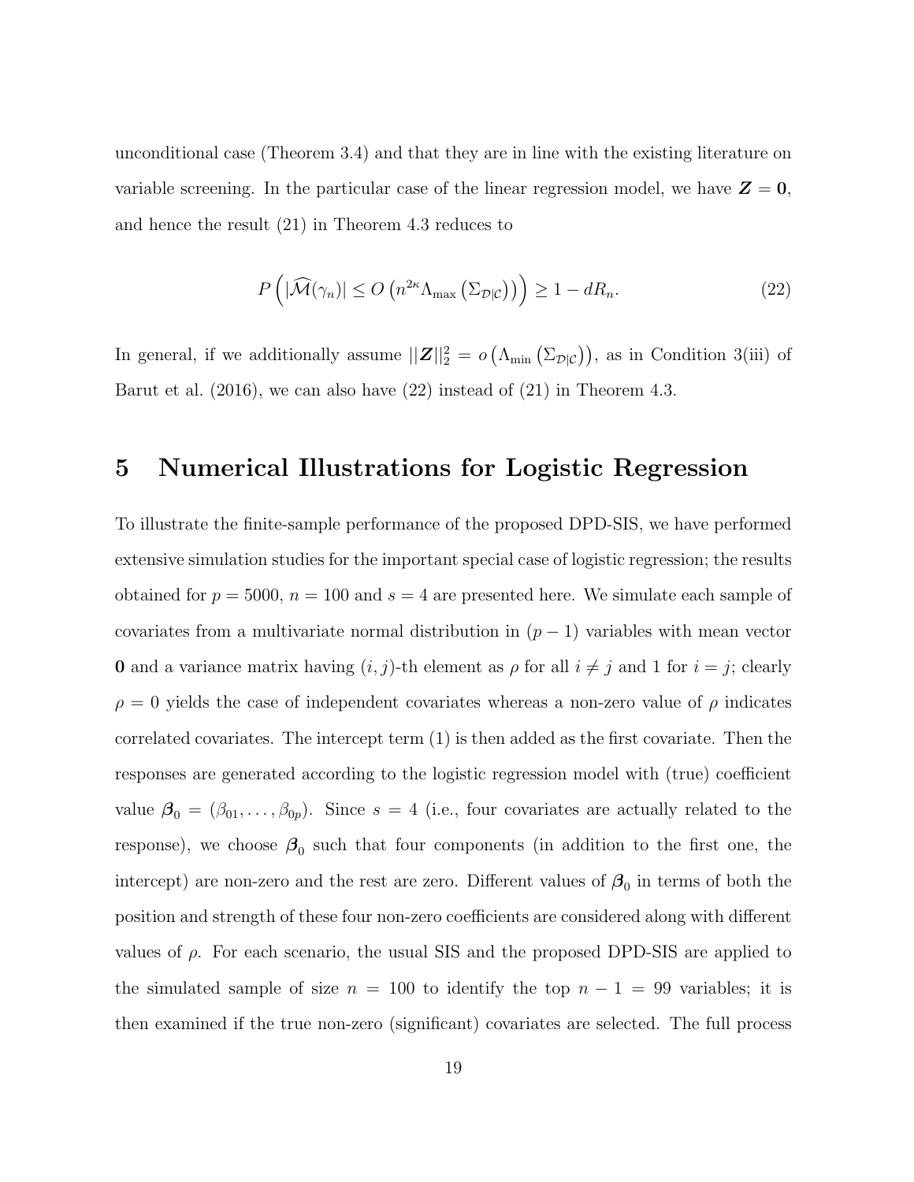unconditional case (Theorem 3.4) and that they are in line with the existing literature on variable screening. In the particular case of the linear regression model, we have $\boldsymbol{Z} = \mathbf{0}$, and hence the result (21) in Theorem 4.3 reduces to

$$P\left(|\widehat{\mathcal{M}}(\gamma_n)| \leq O\left(n^{2\kappa}\Lambda_{\max}\left(\Sigma_{\mathcal{D}|\mathcal{C}}\right)\right)\right) \geq 1 - dR_n. \tag{22}$$

In general, if we additionally assume $||\boldsymbol{Z}||_2^2 = o\left(\Lambda_{\min}\left(\Sigma_{\mathcal{D}|\mathcal{C}}\right)\right)$, as in Condition 3(iii) of Barut et al. (2016), we can also have (22) instead of (21) in Theorem 4.3.

# 5 Numerical Illustrations for Logistic Regression

To illustrate the finite-sample performance of the proposed DPD-SIS, we have performed extensive simulation studies for the important special case of logistic regression; the results obtained for $p = 5000$, $n = 100$ and $s = 4$ are presented here. We simulate each sample of covariates from a multivariate normal distribution in $(p-1)$ variables with mean vector $\mathbf{0}$ and a variance matrix having $(i,j)$-th element as $\rho$ for all $i \neq j$ and 1 for $i = j$; clearly $\rho = 0$ yields the case of independent covariates whereas a non-zero value of $\rho$ indicates correlated covariates. The intercept term (1) is then added as the first covariate. Then the responses are generated according to the logistic regression model with (true) coefficient value $\boldsymbol{\beta}_0 = (\beta_{01}, \ldots, \beta_{0p})$. Since $s = 4$ (i.e., four covariates are actually related to the response), we choose $\boldsymbol{\beta}_0$ such that four components (in addition to the first one, the intercept) are non-zero and the rest are zero. Different values of $\boldsymbol{\beta}_0$ in terms of both the position and strength of these four non-zero coefficients are considered along with different values of $\rho$. For each scenario, the usual SIS and the proposed DPD-SIS are applied to the simulated sample of size $n = 100$ to identify the top $n - 1 = 99$ variables; it is then examined if the true non-zero (significant) covariates are selected. The full process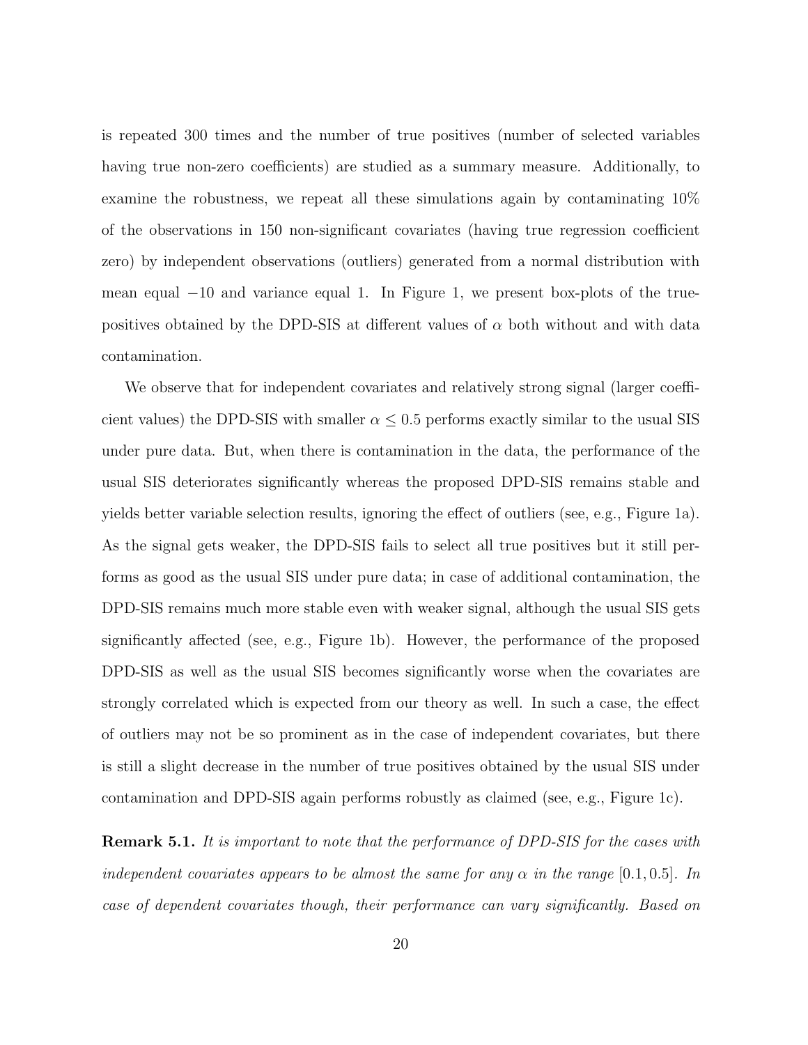is repeated 300 times and the number of true positives (number of selected variables having true non-zero coefficients) are studied as a summary measure. Additionally, to examine the robustness, we repeat all these simulations again by contaminating 10% of the observations in 150 non-significant covariates (having true regression coefficient zero) by independent observations (outliers) generated from a normal distribution with mean equal $-10$ and variance equal 1. In Figure 1, we present box-plots of the true-positives obtained by the DPD-SIS at different values of $\alpha$ both without and with data contamination.

We observe that for independent covariates and relatively strong signal (larger coefficient values) the DPD-SIS with smaller $\alpha \leq 0.5$ performs exactly similar to the usual SIS under pure data. But, when there is contamination in the data, the performance of the usual SIS deteriorates significantly whereas the proposed DPD-SIS remains stable and yields better variable selection results, ignoring the effect of outliers (see, e.g., Figure 1a). As the signal gets weaker, the DPD-SIS fails to select all true positives but it still performs as good as the usual SIS under pure data; in case of additional contamination, the DPD-SIS remains much more stable even with weaker signal, although the usual SIS gets significantly affected (see, e.g., Figure 1b). However, the performance of the proposed DPD-SIS as well as the usual SIS becomes significantly worse when the covariates are strongly correlated which is expected from our theory as well. In such a case, the effect of outliers may not be so prominent as in the case of independent covariates, but there is still a slight decrease in the number of true positives obtained by the usual SIS under contamination and DPD-SIS again performs robustly as claimed (see, e.g., Figure 1c).

**Remark 5.1.** *It is important to note that the performance of DPD-SIS for the cases with independent covariates appears to be almost the same for any $\alpha$ in the range $[0.1, 0.5]$. In case of dependent covariates though, their performance can vary significantly. Based on*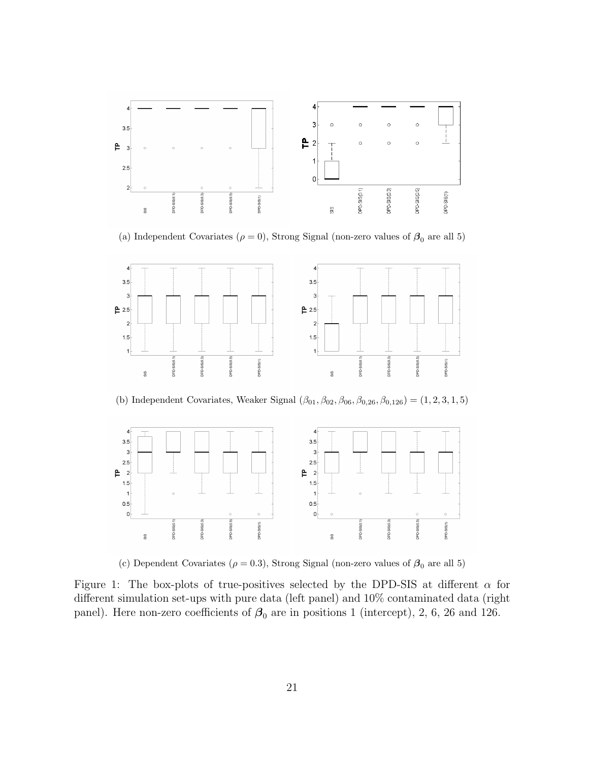(a) Independent Covariates ($\rho = 0$), Strong Signal (non-zero values of $\boldsymbol{\beta}_0$ are all 5)

(b) Independent Covariates, Weaker Signal $(\beta_{01}, \beta_{02}, \beta_{06}, \beta_{0,26}, \beta_{0,126}) = (1, 2, 3, 1, 5)$

(c) Dependent Covariates ($\rho = 0.3$), Strong Signal (non-zero values of $\boldsymbol{\beta}_0$ are all 5)

Figure 1: The box-plots of true-positives selected by the DPD-SIS at different $\alpha$ for different simulation set-ups with pure data (left panel) and 10% contaminated data (right panel). Here non-zero coefficients of $\boldsymbol{\beta}_0$ are in positions 1 (intercept), 2, 6, 26 and 126.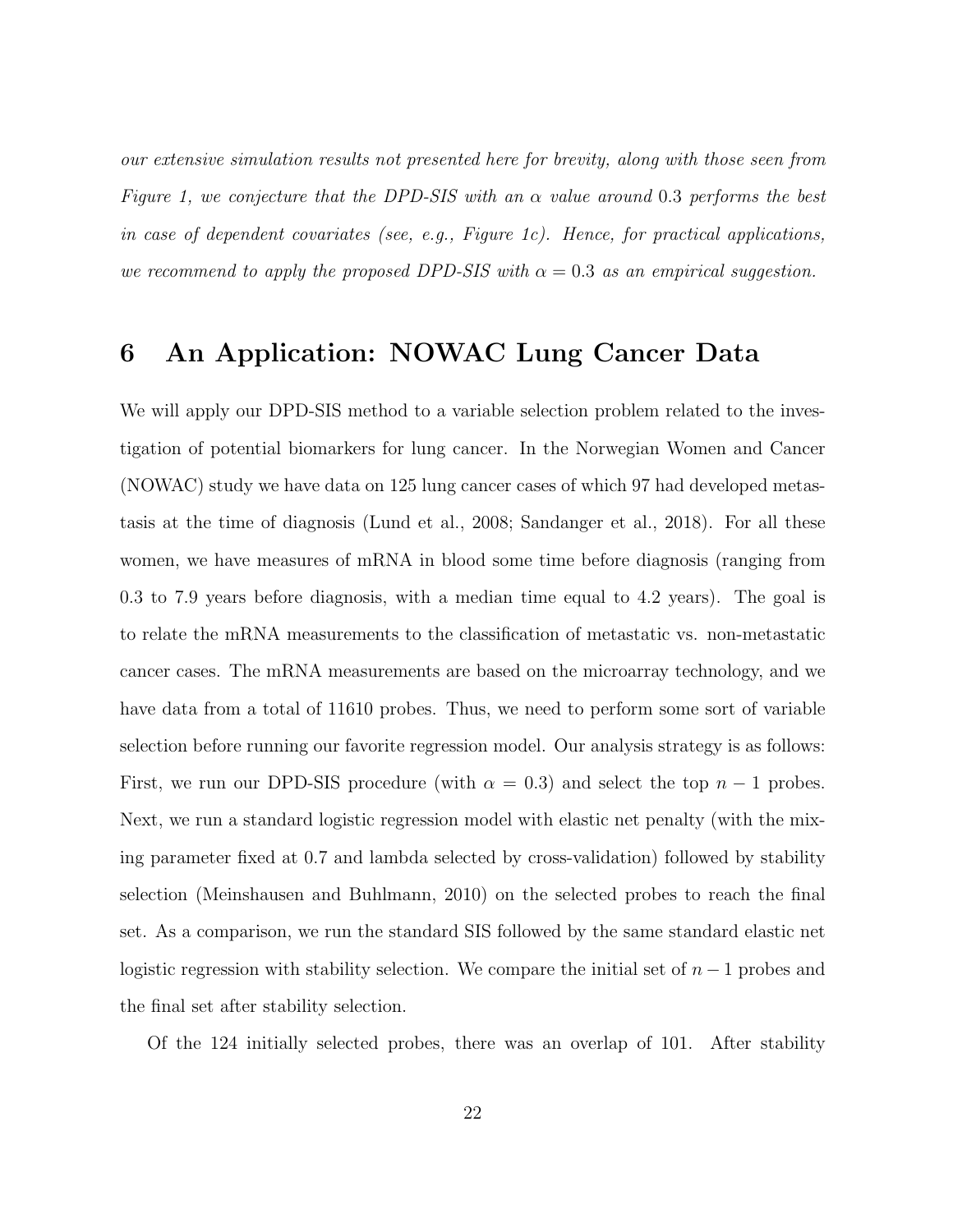*our extensive simulation results not presented here for brevity, along with those seen from Figure 1, we conjecture that the DPD-SIS with an $\alpha$ value around 0.3 performs the best in case of dependent covariates (see, e.g., Figure 1c). Hence, for practical applications, we recommend to apply the proposed DPD-SIS with $\alpha = 0.3$ as an empirical suggestion.*

# 6 An Application: NOWAC Lung Cancer Data

We will apply our DPD-SIS method to a variable selection problem related to the investigation of potential biomarkers for lung cancer. In the Norwegian Women and Cancer (NOWAC) study we have data on 125 lung cancer cases of which 97 had developed metastasis at the time of diagnosis (Lund et al., 2008; Sandanger et al., 2018). For all these women, we have measures of mRNA in blood some time before diagnosis (ranging from 0.3 to 7.9 years before diagnosis, with a median time equal to 4.2 years). The goal is to relate the mRNA measurements to the classification of metastatic vs. non-metastatic cancer cases. The mRNA measurements are based on the microarray technology, and we have data from a total of 11610 probes. Thus, we need to perform some sort of variable selection before running our favorite regression model. Our analysis strategy is as follows: First, we run our DPD-SIS procedure (with $\alpha = 0.3$) and select the top $n - 1$ probes. Next, we run a standard logistic regression model with elastic net penalty (with the mixing parameter fixed at 0.7 and lambda selected by cross-validation) followed by stability selection (Meinshausen and Buhlmann, 2010) on the selected probes to reach the final set. As a comparison, we run the standard SIS followed by the same standard elastic net logistic regression with stability selection. We compare the initial set of $n - 1$ probes and the final set after stability selection.

Of the 124 initially selected probes, there was an overlap of 101. After stability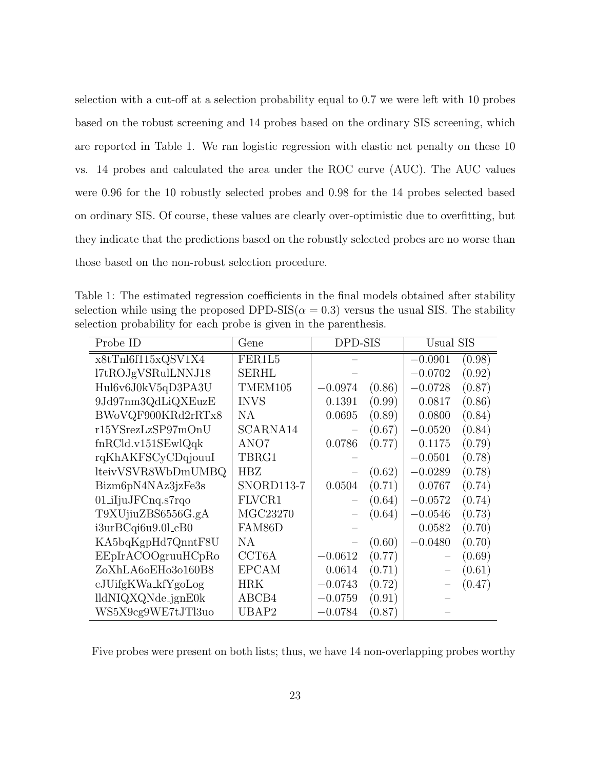selection with a cut-off at a selection probability equal to 0.7 we were left with 10 probes based on the robust screening and 14 probes based on the ordinary SIS screening, which are reported in Table 1. We ran logistic regression with elastic net penalty on these 10 vs. 14 probes and calculated the area under the ROC curve (AUC). The AUC values were 0.96 for the 10 robustly selected probes and 0.98 for the 14 probes selected based on ordinary SIS. Of course, these values are clearly over-optimistic due to overfitting, but they indicate that the predictions based on the robustly selected probes are no worse than those based on the non-robust selection procedure.

Table 1: The estimated regression coefficients in the final models obtained after stability selection while using the proposed DPD-SIS($\alpha = 0.3$) versus the usual SIS. The stability selection probability for each probe is given in the parenthesis.

| Probe ID | Gene | DPD-SIS | | Usual SIS | |
|---|---|---|---|---|---|
| x8tTnl6f115xQSV1X4 | FER1L5 | – | | $-0.0901$ | (0.98) |
| l7tROJgVSRulLNNJ18 | SERHL | – | | $-0.0702$ | (0.92) |
| Hul6v6J0kV5qD3PA3U | TMEM105 | $-0.0974$ | (0.86) | $-0.0728$ | (0.87) |
| 9Jd97nm3QdLiQXEuzE | INVS | 0.1391 | (0.99) | 0.0817 | (0.86) |
| BWoVQF900KRd2rRTx8 | NA | 0.0695 | (0.89) | 0.0800 | (0.84) |
| r15YSrezLzSP97mOnU | SCARNA14 | – | (0.67) | $-0.0520$ | (0.84) |
| fnRCld.v151SEwlQqk | ANO7 | 0.0786 | (0.77) | 0.1175 | (0.79) |
| rqKhAKFSCyCDqjouuI | TBRG1 | – | | $-0.0501$ | (0.78) |
| lteivVSVR8WbDmUMBQ | HBZ | – | (0.62) | $-0.0289$ | (0.78) |
| Bizm6pN4NAz3jzFe3s | SNORD113-7 | 0.0504 | (0.71) | 0.0767 | (0.74) |
| 01_iIjuJFCnq.s7rqo | FLVCR1 | – | (0.64) | $-0.0572$ | (0.74) |
| T9XUjiuZBS6556G.gA | MGC23270 | – | (0.64) | $-0.0546$ | (0.73) |
| i3urBCqi6u9.0l_cB0 | FAM86D | – | | 0.0582 | (0.70) |
| KA5bqKgpHd7QnntF8U | NA | – | (0.60) | $-0.0480$ | (0.70) |
| EEpIrACOOgruuHCpRo | CCT6A | $-0.0612$ | (0.77) | – | (0.69) |
| ZoXhLA6oEHo3o160B8 | EPCAM | 0.0614 | (0.71) | – | (0.61) |
| cJUifgKWa_kfYgoLog | HRK | $-0.0743$ | (0.72) | – | (0.47) |
| lldNIQXQNde_jgnE0k | ABCB4 | $-0.0759$ | (0.91) | – | |
| WS5X9cg9WE7tJTl3uo | UBAP2 | $-0.0784$ | (0.87) | – | |

Five probes were present on both lists; thus, we have 14 non-overlapping probes worthy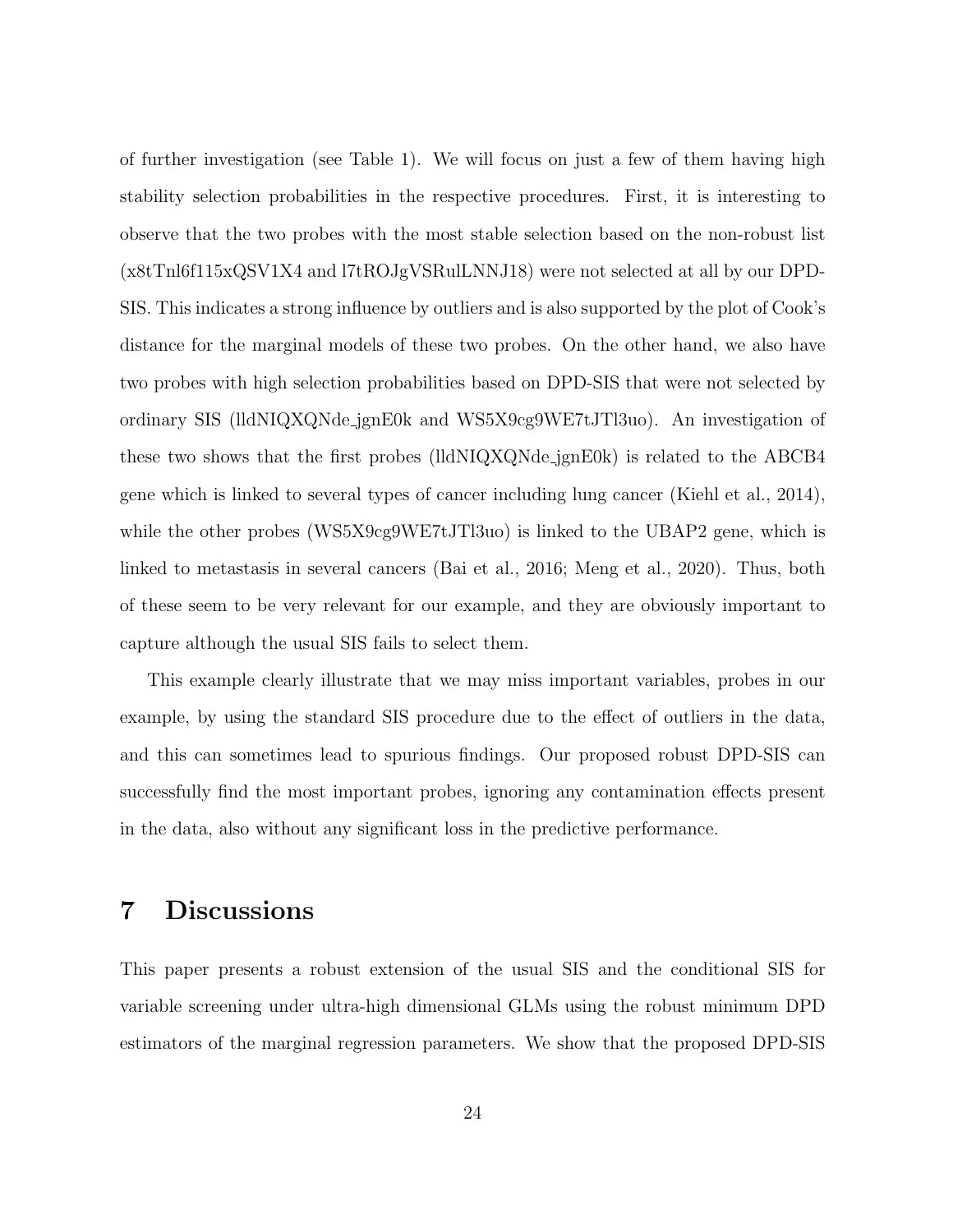of further investigation (see Table 1). We will focus on just a few of them having high stability selection probabilities in the respective procedures. First, it is interesting to observe that the two probes with the most stable selection based on the non-robust list (x8tTnl6f115xQSV1X4 and l7tROJgVSRulLNNJ18) were not selected at all by our DPD-SIS. This indicates a strong influence by outliers and is also supported by the plot of Cook's distance for the marginal models of these two probes. On the other hand, we also have two probes with high selection probabilities based on DPD-SIS that were not selected by ordinary SIS (lldNIQXQNde_jgnE0k and WS5X9cg9WE7tJTl3uo). An investigation of these two shows that the first probes (lldNIQXQNde_jgnE0k) is related to the ABCB4 gene which is linked to several types of cancer including lung cancer (Kiehl et al., 2014), while the other probes (WS5X9cg9WE7tJTl3uo) is linked to the UBAP2 gene, which is linked to metastasis in several cancers (Bai et al., 2016; Meng et al., 2020). Thus, both of these seem to be very relevant for our example, and they are obviously important to capture although the usual SIS fails to select them.

This example clearly illustrate that we may miss important variables, probes in our example, by using the standard SIS procedure due to the effect of outliers in the data, and this can sometimes lead to spurious findings. Our proposed robust DPD-SIS can successfully find the most important probes, ignoring any contamination effects present in the data, also without any significant loss in the predictive performance.

# 7 Discussions

This paper presents a robust extension of the usual SIS and the conditional SIS for variable screening under ultra-high dimensional GLMs using the robust minimum DPD estimators of the marginal regression parameters. We show that the proposed DPD-SIS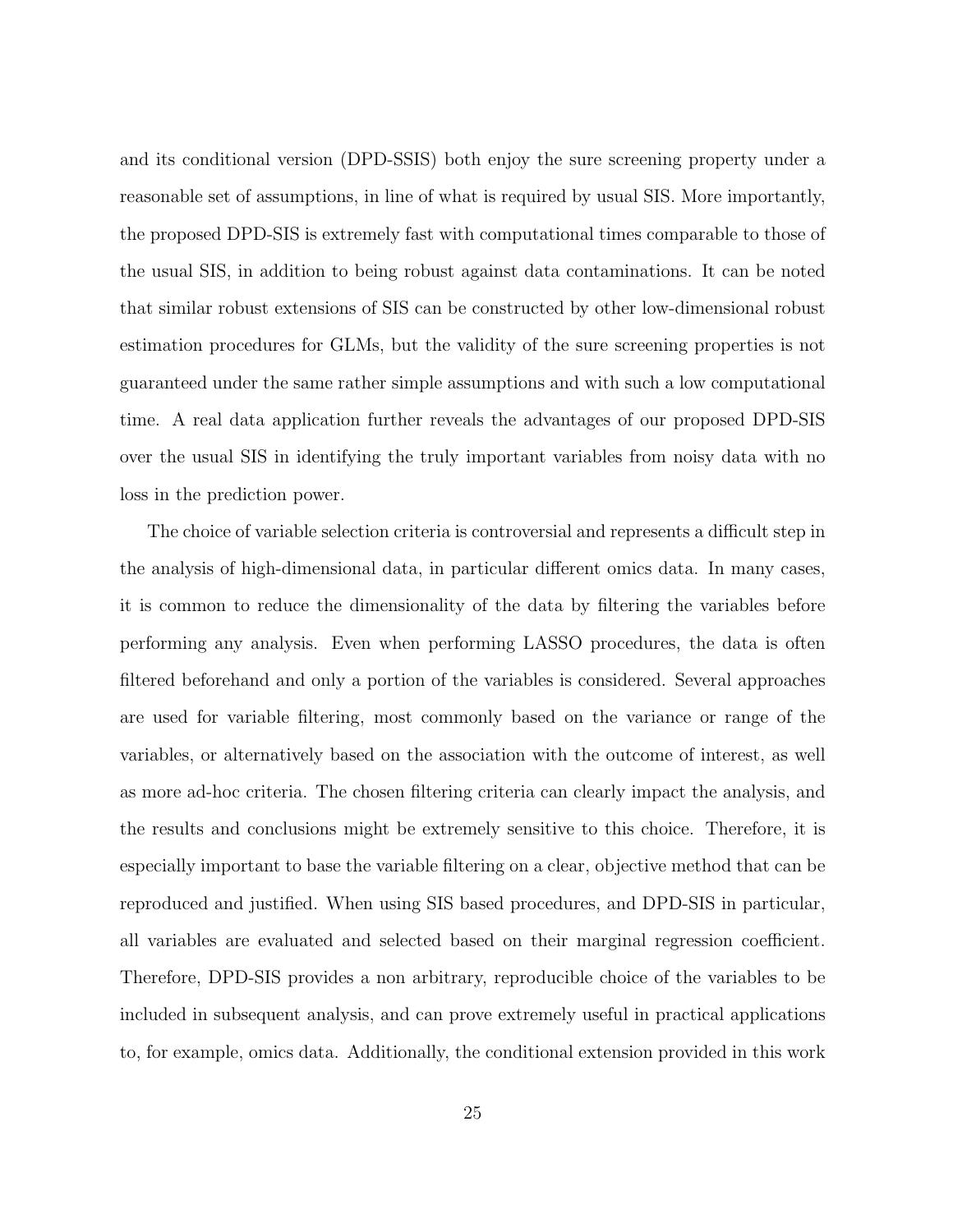and its conditional version (DPD-SSIS) both enjoy the sure screening property under a reasonable set of assumptions, in line of what is required by usual SIS. More importantly, the proposed DPD-SIS is extremely fast with computational times comparable to those of the usual SIS, in addition to being robust against data contaminations. It can be noted that similar robust extensions of SIS can be constructed by other low-dimensional robust estimation procedures for GLMs, but the validity of the sure screening properties is not guaranteed under the same rather simple assumptions and with such a low computational time. A real data application further reveals the advantages of our proposed DPD-SIS over the usual SIS in identifying the truly important variables from noisy data with no loss in the prediction power.

The choice of variable selection criteria is controversial and represents a difficult step in the analysis of high-dimensional data, in particular different omics data. In many cases, it is common to reduce the dimensionality of the data by filtering the variables before performing any analysis. Even when performing LASSO procedures, the data is often filtered beforehand and only a portion of the variables is considered. Several approaches are used for variable filtering, most commonly based on the variance or range of the variables, or alternatively based on the association with the outcome of interest, as well as more ad-hoc criteria. The chosen filtering criteria can clearly impact the analysis, and the results and conclusions might be extremely sensitive to this choice. Therefore, it is especially important to base the variable filtering on a clear, objective method that can be reproduced and justified. When using SIS based procedures, and DPD-SIS in particular, all variables are evaluated and selected based on their marginal regression coefficient. Therefore, DPD-SIS provides a non arbitrary, reproducible choice of the variables to be included in subsequent analysis, and can prove extremely useful in practical applications to, for example, omics data. Additionally, the conditional extension provided in this work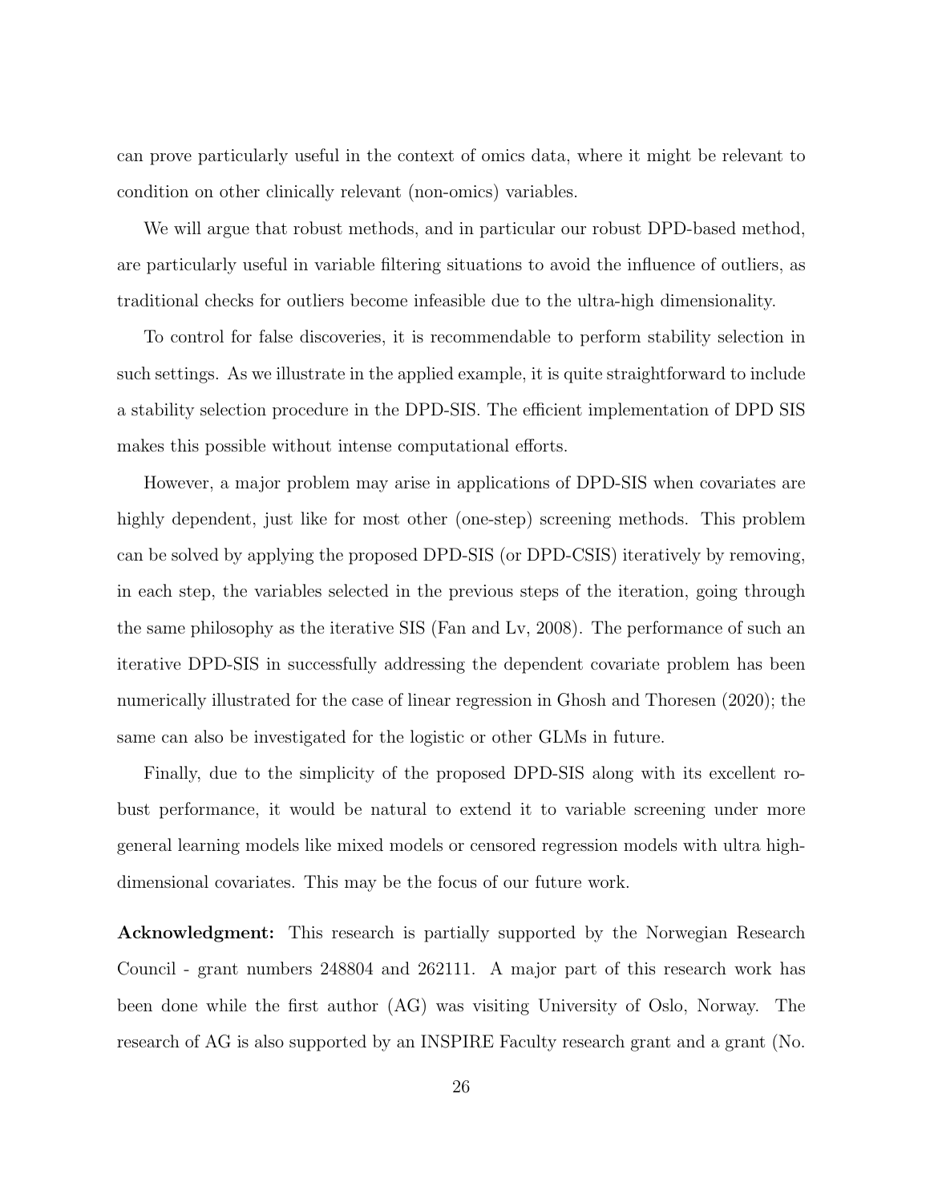can prove particularly useful in the context of omics data, where it might be relevant to condition on other clinically relevant (non-omics) variables.

We will argue that robust methods, and in particular our robust DPD-based method, are particularly useful in variable filtering situations to avoid the influence of outliers, as traditional checks for outliers become infeasible due to the ultra-high dimensionality.

To control for false discoveries, it is recommendable to perform stability selection in such settings. As we illustrate in the applied example, it is quite straightforward to include a stability selection procedure in the DPD-SIS. The efficient implementation of DPD SIS makes this possible without intense computational efforts.

However, a major problem may arise in applications of DPD-SIS when covariates are highly dependent, just like for most other (one-step) screening methods. This problem can be solved by applying the proposed DPD-SIS (or DPD-CSIS) iteratively by removing, in each step, the variables selected in the previous steps of the iteration, going through the same philosophy as the iterative SIS (Fan and Lv, 2008). The performance of such an iterative DPD-SIS in successfully addressing the dependent covariate problem has been numerically illustrated for the case of linear regression in Ghosh and Thoresen (2020); the same can also be investigated for the logistic or other GLMs in future.

Finally, due to the simplicity of the proposed DPD-SIS along with its excellent robust performance, it would be natural to extend it to variable screening under more general learning models like mixed models or censored regression models with ultra high-dimensional covariates. This may be the focus of our future work.

**Acknowledgment:** This research is partially supported by the Norwegian Research Council - grant numbers 248804 and 262111. A major part of this research work has been done while the first author (AG) was visiting University of Oslo, Norway. The research of AG is also supported by an INSPIRE Faculty research grant and a grant (No.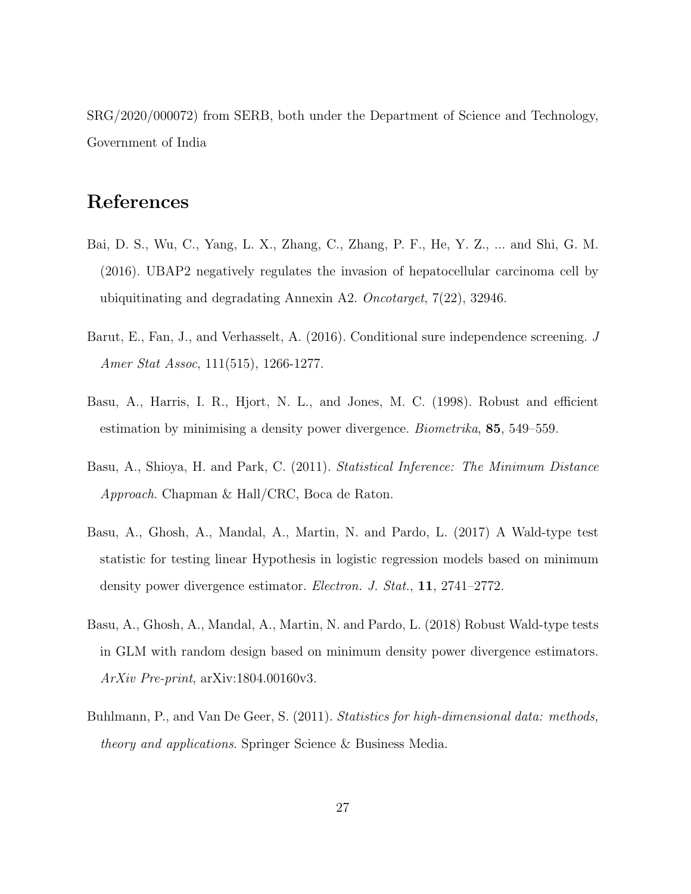SRG/2020/000072) from SERB, both under the Department of Science and Technology, Government of India

# References

Bai, D. S., Wu, C., Yang, L. X., Zhang, C., Zhang, P. F., He, Y. Z., ... and Shi, G. M. (2016). UBAP2 negatively regulates the invasion of hepatocellular carcinoma cell by ubiquitinating and degradating Annexin A2. *Oncotarget*, 7(22), 32946.

Barut, E., Fan, J., and Verhasselt, A. (2016). Conditional sure independence screening. *J Amer Stat Assoc*, 111(515), 1266-1277.

Basu, A., Harris, I. R., Hjort, N. L., and Jones, M. C. (1998). Robust and efficient estimation by minimising a density power divergence. *Biometrika*, **85**, 549–559.

Basu, A., Shioya, H. and Park, C. (2011). *Statistical Inference: The Minimum Distance Approach*. Chapman & Hall/CRC, Boca de Raton.

Basu, A., Ghosh, A., Mandal, A., Martin, N. and Pardo, L. (2017) A Wald-type test statistic for testing linear Hypothesis in logistic regression models based on minimum density power divergence estimator. *Electron. J. Stat.*, **11**, 2741–2772.

Basu, A., Ghosh, A., Mandal, A., Martin, N. and Pardo, L. (2018) Robust Wald-type tests in GLM with random design based on minimum density power divergence estimators. *ArXiv Pre-print*, arXiv:1804.00160v3.

Buhlmann, P., and Van De Geer, S. (2011). *Statistics for high-dimensional data: methods, theory and applications*. Springer Science & Business Media.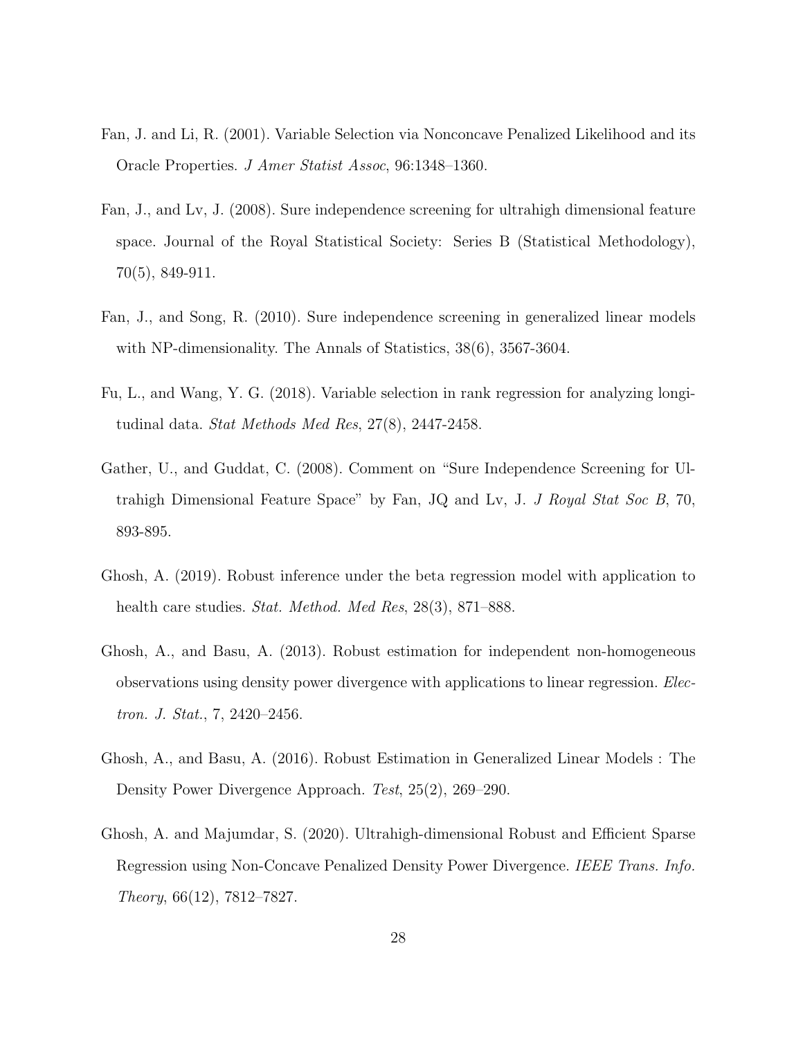Fan, J. and Li, R. (2001). Variable Selection via Nonconcave Penalized Likelihood and its Oracle Properties. *J Amer Statist Assoc*, 96:1348–1360.

Fan, J., and Lv, J. (2008). Sure independence screening for ultrahigh dimensional feature space. Journal of the Royal Statistical Society: Series B (Statistical Methodology), 70(5), 849-911.

Fan, J., and Song, R. (2010). Sure independence screening in generalized linear models with NP-dimensionality. The Annals of Statistics, 38(6), 3567-3604.

Fu, L., and Wang, Y. G. (2018). Variable selection in rank regression for analyzing longitudinal data. *Stat Methods Med Res*, 27(8), 2447-2458.

Gather, U., and Guddat, C. (2008). Comment on "Sure Independence Screening for Ultrahigh Dimensional Feature Space" by Fan, JQ and Lv, J. *J Royal Stat Soc B*, 70, 893-895.

Ghosh, A. (2019). Robust inference under the beta regression model with application to health care studies. *Stat. Method. Med Res*, 28(3), 871–888.

Ghosh, A., and Basu, A. (2013). Robust estimation for independent non-homogeneous observations using density power divergence with applications to linear regression. *Electron. J. Stat.*, 7, 2420–2456.

Ghosh, A., and Basu, A. (2016). Robust Estimation in Generalized Linear Models : The Density Power Divergence Approach. *Test*, 25(2), 269–290.

Ghosh, A. and Majumdar, S. (2020). Ultrahigh-dimensional Robust and Efficient Sparse Regression using Non-Concave Penalized Density Power Divergence. *IEEE Trans. Info. Theory*, 66(12), 7812–7827.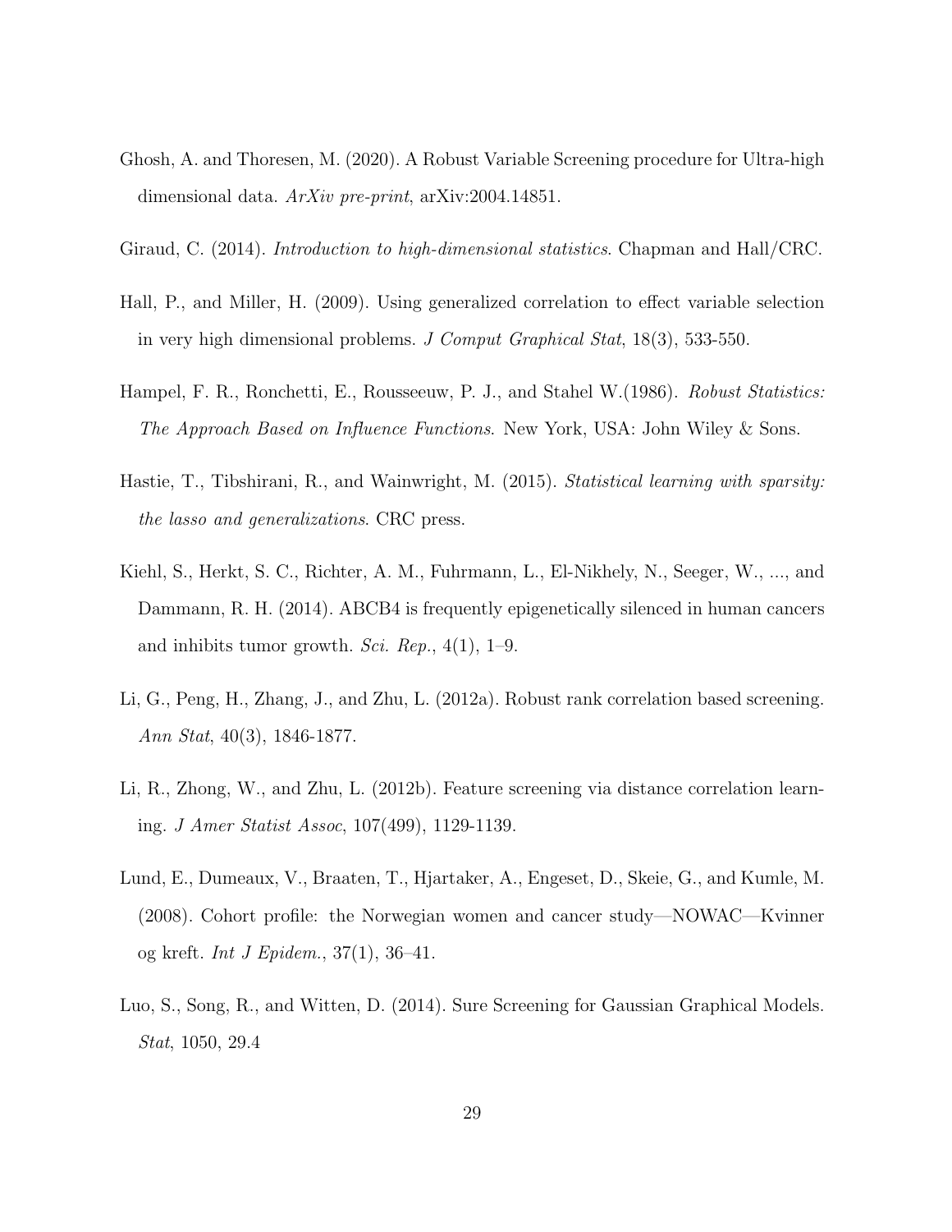Ghosh, A. and Thoresen, M. (2020). A Robust Variable Screening procedure for Ultra-high dimensional data. *ArXiv pre-print*, arXiv:2004.14851.

Giraud, C. (2014). *Introduction to high-dimensional statistics*. Chapman and Hall/CRC.

Hall, P., and Miller, H. (2009). Using generalized correlation to effect variable selection in very high dimensional problems. *J Comput Graphical Stat*, 18(3), 533-550.

Hampel, F. R., Ronchetti, E., Rousseeuw, P. J., and Stahel W.(1986). *Robust Statistics: The Approach Based on Influence Functions*. New York, USA: John Wiley & Sons.

Hastie, T., Tibshirani, R., and Wainwright, M. (2015). *Statistical learning with sparsity: the lasso and generalizations*. CRC press.

Kiehl, S., Herkt, S. C., Richter, A. M., Fuhrmann, L., El-Nikhely, N., Seeger, W., ..., and Dammann, R. H. (2014). ABCB4 is frequently epigenetically silenced in human cancers and inhibits tumor growth. *Sci. Rep.*, 4(1), 1–9.

Li, G., Peng, H., Zhang, J., and Zhu, L. (2012a). Robust rank correlation based screening. *Ann Stat*, 40(3), 1846-1877.

Li, R., Zhong, W., and Zhu, L. (2012b). Feature screening via distance correlation learning. *J Amer Statist Assoc*, 107(499), 1129-1139.

Lund, E., Dumeaux, V., Braaten, T., Hjartaker, A., Engeset, D., Skeie, G., and Kumle, M. (2008). Cohort profile: the Norwegian women and cancer study—NOWAC—Kvinner og kreft. *Int J Epidem.*, 37(1), 36–41.

Luo, S., Song, R., and Witten, D. (2014). Sure Screening for Gaussian Graphical Models. *Stat*, 1050, 29.4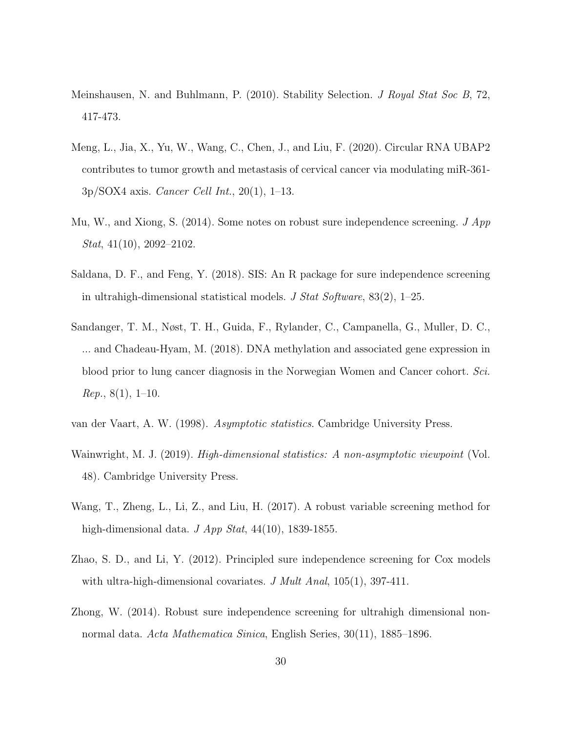Meinshausen, N. and Buhlmann, P. (2010). Stability Selection. *J Royal Stat Soc B*, 72, 417-473.

Meng, L., Jia, X., Yu, W., Wang, C., Chen, J., and Liu, F. (2020). Circular RNA UBAP2 contributes to tumor growth and metastasis of cervical cancer via modulating miR-361-3p/SOX4 axis. *Cancer Cell Int.*, 20(1), 1–13.

Mu, W., and Xiong, S. (2014). Some notes on robust sure independence screening. *J App Stat*, 41(10), 2092–2102.

Saldana, D. F., and Feng, Y. (2018). SIS: An R package for sure independence screening in ultrahigh-dimensional statistical models. *J Stat Software*, 83(2), 1–25.

Sandanger, T. M., Nøst, T. H., Guida, F., Rylander, C., Campanella, G., Muller, D. C., ... and Chadeau-Hyam, M. (2018). DNA methylation and associated gene expression in blood prior to lung cancer diagnosis in the Norwegian Women and Cancer cohort. *Sci. Rep.*, 8(1), 1–10.

van der Vaart, A. W. (1998). *Asymptotic statistics*. Cambridge University Press.

Wainwright, M. J. (2019). *High-dimensional statistics: A non-asymptotic viewpoint* (Vol. 48). Cambridge University Press.

Wang, T., Zheng, L., Li, Z., and Liu, H. (2017). A robust variable screening method for high-dimensional data. *J App Stat*, 44(10), 1839-1855.

Zhao, S. D., and Li, Y. (2012). Principled sure independence screening for Cox models with ultra-high-dimensional covariates. *J Mult Anal*, 105(1), 397-411.

Zhong, W. (2014). Robust sure independence screening for ultrahigh dimensional non-normal data. *Acta Mathematica Sinica*, English Series, 30(11), 1885–1896.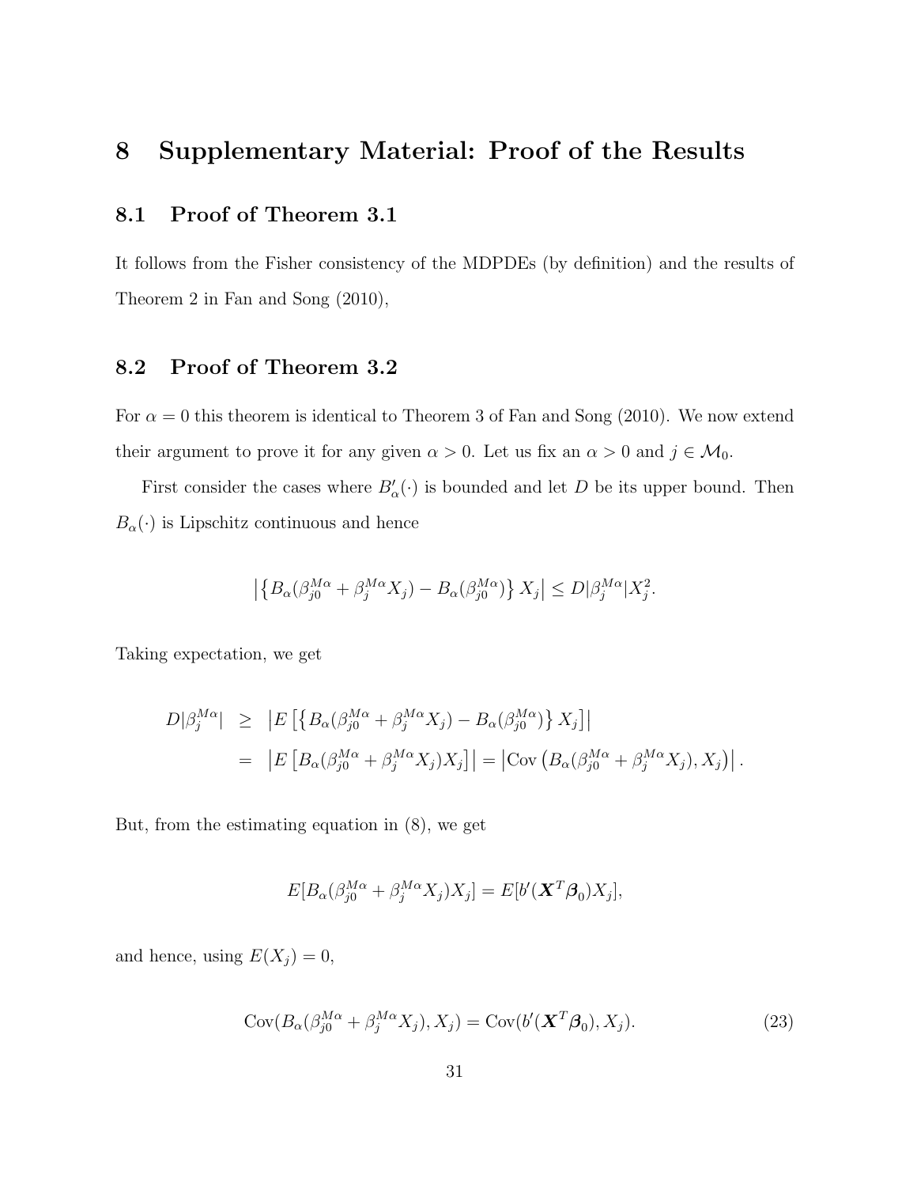# 8 Supplementary Material: Proof of the Results

## 8.1 Proof of Theorem 3.1

It follows from the Fisher consistency of the MDPDEs (by definition) and the results of Theorem 2 in Fan and Song (2010),

## 8.2 Proof of Theorem 3.2

For $\alpha = 0$ this theorem is identical to Theorem 3 of Fan and Song (2010). We now extend their argument to prove it for any given $\alpha > 0$. Let us fix an $\alpha > 0$ and $j \in \mathcal{M}_0$.

First consider the cases where $B'_\alpha(\cdot)$ is bounded and let $D$ be its upper bound. Then $B_\alpha(\cdot)$ is Lipschitz continuous and hence

$$\left|\left\{B_\alpha(\beta_{j0}^{M\alpha} + \beta_j^{M\alpha} X_j) - B_\alpha(\beta_{j0}^{M\alpha})\right\} X_j\right| \leq D|\beta_j^{M\alpha}| X_j^2.$$

Taking expectation, we get

$$\begin{aligned}
D|\beta_j^{M\alpha}| &\geq \left|E\left[\left\{B_\alpha(\beta_{j0}^{M\alpha} + \beta_j^{M\alpha} X_j) - B_\alpha(\beta_{j0}^{M\alpha})\right\} X_j\right]\right| \\
&= \left|E\left[B_\alpha(\beta_{j0}^{M\alpha} + \beta_j^{M\alpha} X_j) X_j\right]\right| = \left|\mathrm{Cov}\left(B_\alpha(\beta_{j0}^{M\alpha} + \beta_j^{M\alpha} X_j), X_j\right)\right|.
\end{aligned}$$

But, from the estimating equation in (8), we get

$$E[B_\alpha(\beta_{j0}^{M\alpha} + \beta_j^{M\alpha} X_j) X_j] = E[b'(\boldsymbol{X}^T \boldsymbol{\beta}_0) X_j],$$

and hence, using $E(X_j) = 0$,

$$\mathrm{Cov}(B_\alpha(\beta_{j0}^{M\alpha} + \beta_j^{M\alpha} X_j), X_j) = \mathrm{Cov}(b'(\boldsymbol{X}^T \boldsymbol{\beta}_0), X_j). \tag{23}$$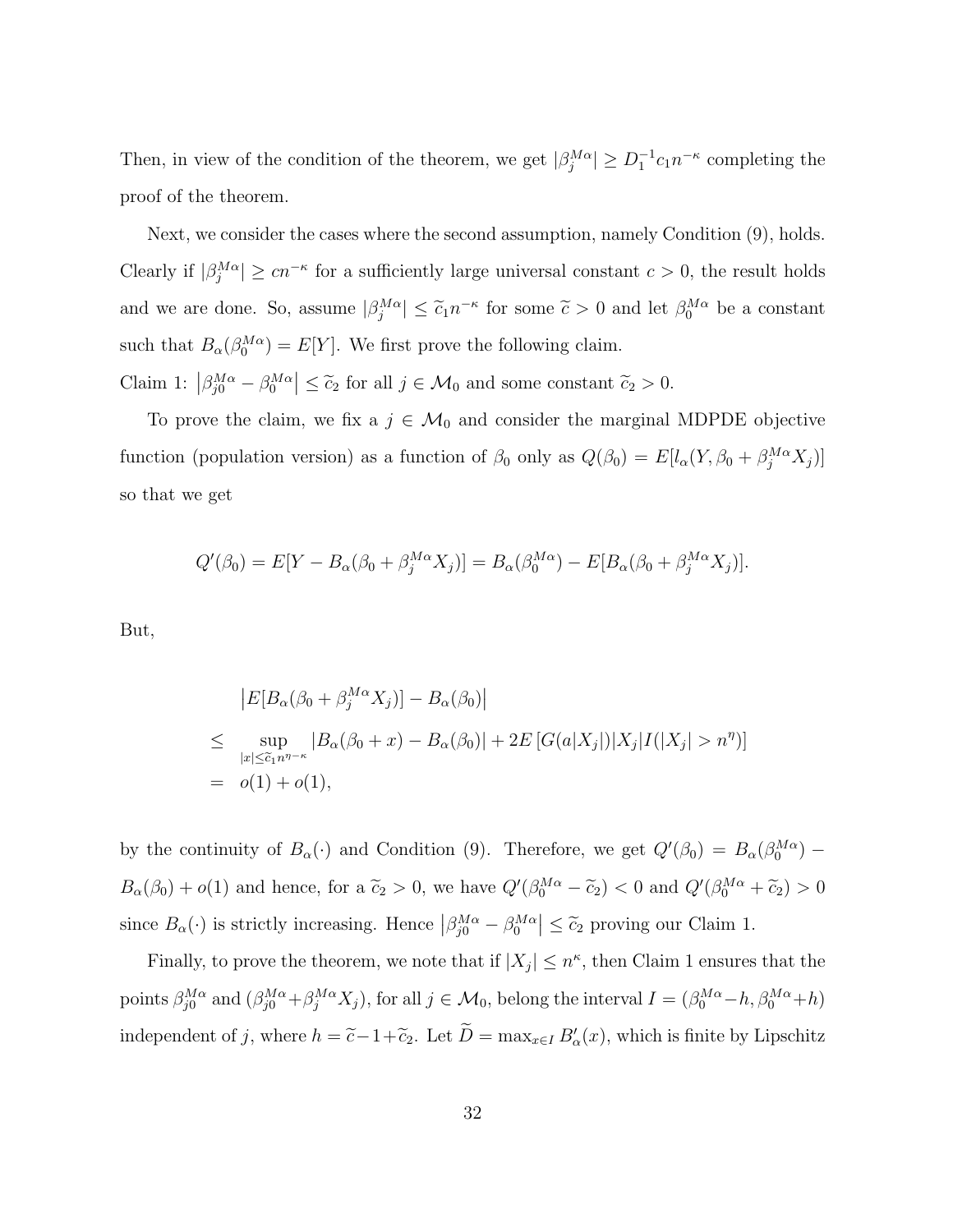Then, in view of the condition of the theorem, we get $|\beta_j^{M\alpha}| \geq D_1^{-1} c_1 n^{-\kappa}$ completing the proof of the theorem.

Next, we consider the cases where the second assumption, namely Condition (9), holds. Clearly if $|\beta_j^{M\alpha}| \geq c n^{-\kappa}$ for a sufficiently large universal constant $c > 0$, the result holds and we are done. So, assume $|\beta_j^{M\alpha}| \leq \widetilde{c}_1 n^{-\kappa}$ for some $\widetilde{c} > 0$ and let $\beta_0^{M\alpha}$ be a constant such that $B_\alpha(\beta_0^{M\alpha}) = E[Y]$. We first prove the following claim.

Claim 1: $\left|\beta_{j0}^{M\alpha} - \beta_0^{M\alpha}\right| \leq \widetilde{c}_2$ for all $j \in \mathcal{M}_0$ and some constant $\widetilde{c}_2 > 0$.

To prove the claim, we fix a $j \in \mathcal{M}_0$ and consider the marginal MDPDE objective function (population version) as a function of $\beta_0$ only as $Q(\beta_0) = E[l_\alpha(Y, \beta_0 + \beta_j^{M\alpha} X_j)]$ so that we get

$$Q'(\beta_0) = E[Y - B_\alpha(\beta_0 + \beta_j^{M\alpha} X_j)] = B_\alpha(\beta_0^{M\alpha}) - E[B_\alpha(\beta_0 + \beta_j^{M\alpha} X_j)].$$

But,

$$\begin{aligned}
& \left|E[B_\alpha(\beta_0 + \beta_j^{M\alpha} X_j)] - B_\alpha(\beta_0)\right| \\
\leq \quad & \sup_{|x| \leq \widetilde{c}_1 n^{\eta - \kappa}} |B_\alpha(\beta_0 + x) - B_\alpha(\beta_0)| + 2E\left[G(a|X_j|)|X_j| I(|X_j| > n^\eta)\right] \\
= \quad & o(1) + o(1),
\end{aligned}$$

by the continuity of $B_\alpha(\cdot)$ and Condition (9). Therefore, we get $Q'(\beta_0) = B_\alpha(\beta_0^{M\alpha}) - B_\alpha(\beta_0) + o(1)$ and hence, for a $\widetilde{c}_2 > 0$, we have $Q'(\beta_0^{M\alpha} - \widetilde{c}_2) < 0$ and $Q'(\beta_0^{M\alpha} + \widetilde{c}_2) > 0$ since $B_\alpha(\cdot)$ is strictly increasing. Hence $\left|\beta_{j0}^{M\alpha} - \beta_0^{M\alpha}\right| \leq \widetilde{c}_2$ proving our Claim 1.

Finally, to prove the theorem, we note that if $|X_j| \leq n^\kappa$, then Claim 1 ensures that the points $\beta_{j0}^{M\alpha}$ and $(\beta_{j0}^{M\alpha} + \beta_j^{M\alpha} X_j)$, for all $j \in \mathcal{M}_0$, belong the interval $I = (\beta_0^{M\alpha} - h, \beta_0^{M\alpha} + h)$ independent of $j$, where $h = \widetilde{c} - 1 + \widetilde{c}_2$. Let $\widetilde{D} = \max_{x \in I} B'_\alpha(x)$, which is finite by Lipschitz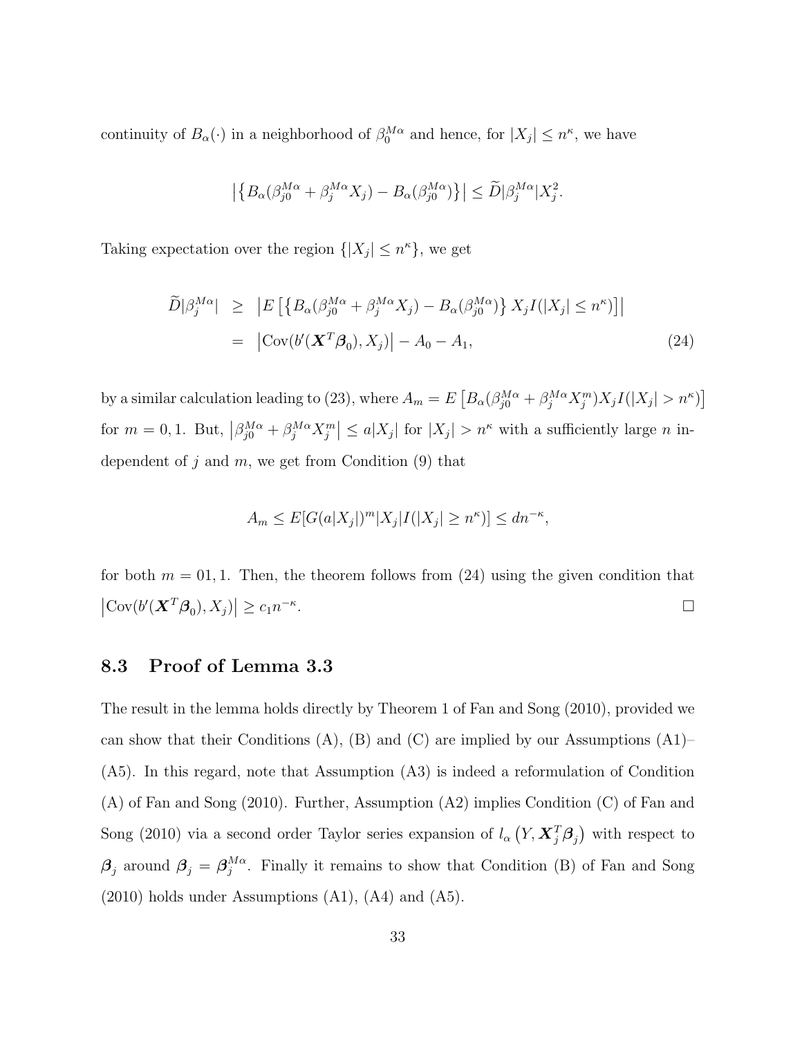continuity of $B_\alpha(\cdot)$ in a neighborhood of $\beta_0^{M\alpha}$ and hence, for $|X_j| \leq n^\kappa$, we have

$$\left|\left\{B_\alpha(\beta_{j0}^{M\alpha} + \beta_j^{M\alpha} X_j) - B_\alpha(\beta_{j0}^{M\alpha})\right\}\right| \leq \widetilde{D}|\beta_j^{M\alpha}| X_j^2.$$

Taking expectation over the region $\{|X_j| \leq n^\kappa\}$, we get

$$\begin{aligned}
\widetilde{D}|\beta_j^{M\alpha}| &\geq \left|E\left[\left\{B_\alpha(\beta_{j0}^{M\alpha} + \beta_j^{M\alpha} X_j) - B_\alpha(\beta_{j0}^{M\alpha})\right\} X_j I(|X_j| \leq n^\kappa)\right]\right| \\
&= \left|\mathrm{Cov}(b'(\boldsymbol{X}^T\boldsymbol{\beta}_0), X_j)\right| - A_0 - A_1, \qquad (24)
\end{aligned}$$

by a similar calculation leading to (23), where $A_m = E\left[B_\alpha(\beta_{j0}^{M\alpha} + \beta_j^{M\alpha} X_j^m) X_j I(|X_j| > n^\kappa)\right]$ for $m = 0, 1$. But, $\left|\beta_{j0}^{M\alpha} + \beta_j^{M\alpha} X_j^m\right| \leq a|X_j|$ for $|X_j| > n^\kappa$ with a sufficiently large $n$ independent of $j$ and $m$, we get from Condition (9) that

$$A_m \leq E[G(a|X_j|)^m |X_j| I(|X_j| \geq n^\kappa)] \leq dn^{-\kappa},$$

for both $m = 01, 1$. Then, the theorem follows from (24) using the given condition that $\left|\mathrm{Cov}(b'(\boldsymbol{X}^T\boldsymbol{\beta}_0), X_j)\right| \geq c_1 n^{-\kappa}$. □

## 8.3 Proof of Lemma 3.3

The result in the lemma holds directly by Theorem 1 of Fan and Song (2010), provided we can show that their Conditions (A), (B) and (C) are implied by our Assumptions (A1)–(A5). In this regard, note that Assumption (A3) is indeed a reformulation of Condition (A) of Fan and Song (2010). Further, Assumption (A2) implies Condition (C) of Fan and Song (2010) via a second order Taylor series expansion of $l_\alpha\left(Y, \boldsymbol{X}_j^T\boldsymbol{\beta}_j\right)$ with respect to $\boldsymbol{\beta}_j$ around $\boldsymbol{\beta}_j = \boldsymbol{\beta}_j^{M\alpha}$. Finally it remains to show that Condition (B) of Fan and Song (2010) holds under Assumptions (A1), (A4) and (A5).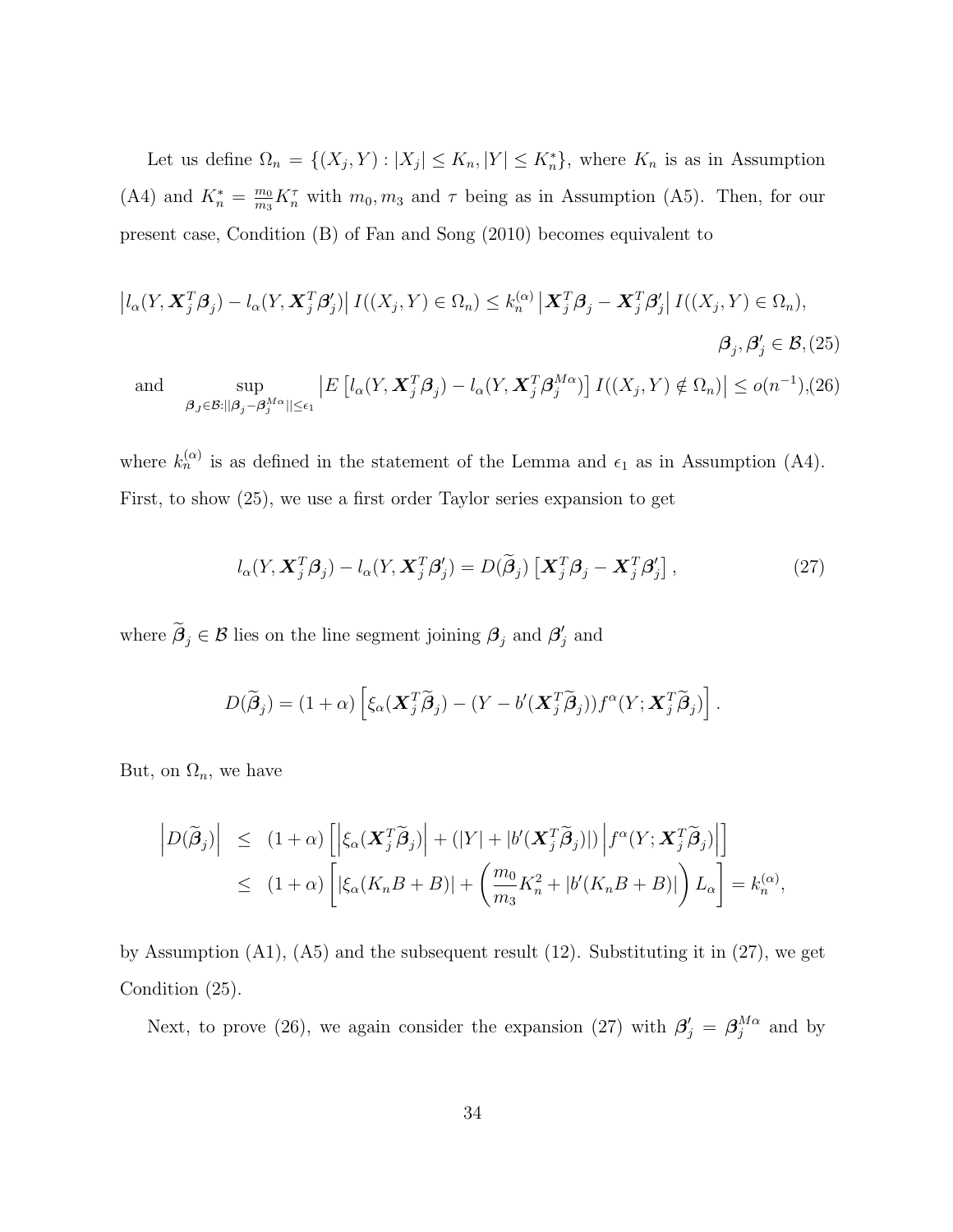Let us define $\Omega_n = \{(X_j, Y) : |X_j| \leq K_n, |Y| \leq K_n^*\}$, where $K_n$ is as in Assumption (A4) and $K_n^* = \frac{m_0}{m_3} K_n^\tau$ with $m_0, m_3$ and $\tau$ being as in Assumption (A5). Then, for our present case, Condition (B) of Fan and Song (2010) becomes equivalent to

$$
\left| l_\alpha(Y, \boldsymbol{X}_j^T \boldsymbol{\beta}_j) - l_\alpha(Y, \boldsymbol{X}_j^T \boldsymbol{\beta}_j') \right| I((X_j, Y) \in \Omega_n) \leq k_n^{(\alpha)} \left| \boldsymbol{X}_j^T \boldsymbol{\beta}_j - \boldsymbol{X}_j^T \boldsymbol{\beta}_j' \right| I((X_j, Y) \in \Omega_n),
$$

$$
\boldsymbol{\beta}_j, \boldsymbol{\beta}_j' \in \mathcal{B}, \tag{25}
$$

$$
\text{and} \quad \sup_{\boldsymbol{\beta}_J \in \mathcal{B}: ||\boldsymbol{\beta}_j - \boldsymbol{\beta}_j^{M\alpha}|| \leq \epsilon_1} \left| E\left[ l_\alpha(Y, \boldsymbol{X}_j^T \boldsymbol{\beta}_j) - l_\alpha(Y, \boldsymbol{X}_j^T \boldsymbol{\beta}_j^{M\alpha}) \right] I((X_j, Y) \notin \Omega_n) \right| \leq o(n^{-1}), \tag{26}
$$

where $k_n^{(\alpha)}$ is as defined in the statement of the Lemma and $\epsilon_1$ as in Assumption (A4). First, to show (25), we use a first order Taylor series expansion to get

$$
l_\alpha(Y, \boldsymbol{X}_j^T \boldsymbol{\beta}_j) - l_\alpha(Y, \boldsymbol{X}_j^T \boldsymbol{\beta}_j') = D(\widetilde{\boldsymbol{\beta}}_j) \left[ \boldsymbol{X}_j^T \boldsymbol{\beta}_j - \boldsymbol{X}_j^T \boldsymbol{\beta}_j' \right], \tag{27}
$$

where $\widetilde{\boldsymbol{\beta}}_j \in \mathcal{B}$ lies on the line segment joining $\boldsymbol{\beta}_j$ and $\boldsymbol{\beta}_j'$ and

$$
D(\widetilde{\boldsymbol{\beta}}_j) = (1+\alpha) \left[ \xi_\alpha(\boldsymbol{X}_j^T \widetilde{\boldsymbol{\beta}}_j) - (Y - b'(\boldsymbol{X}_j^T \widetilde{\boldsymbol{\beta}}_j)) f^\alpha(Y; \boldsymbol{X}_j^T \widetilde{\boldsymbol{\beta}}_j) \right].
$$

But, on $\Omega_n$, we have

$$
\begin{aligned}
\left| D(\widetilde{\boldsymbol{\beta}}_j) \right| &\leq (1+\alpha) \left[ \left| \xi_\alpha(\boldsymbol{X}_j^T \widetilde{\boldsymbol{\beta}}_j) \right| + (|Y| + |b'(\boldsymbol{X}_j^T \widetilde{\boldsymbol{\beta}}_j)|) \left| f^\alpha(Y; \boldsymbol{X}_j^T \widetilde{\boldsymbol{\beta}}_j) \right| \right] \\
&\leq (1+\alpha) \left[ |\xi_\alpha(K_n B + B)| + \left( \frac{m_0}{m_3} K_n^2 + |b'(K_n B + B)| \right) L_\alpha \right] = k_n^{(\alpha)},
\end{aligned}
$$

by Assumption (A1), (A5) and the subsequent result (12). Substituting it in (27), we get Condition (25).

Next, to prove (26), we again consider the expansion (27) with $\boldsymbol{\beta}_j' = \boldsymbol{\beta}_j^{M\alpha}$ and by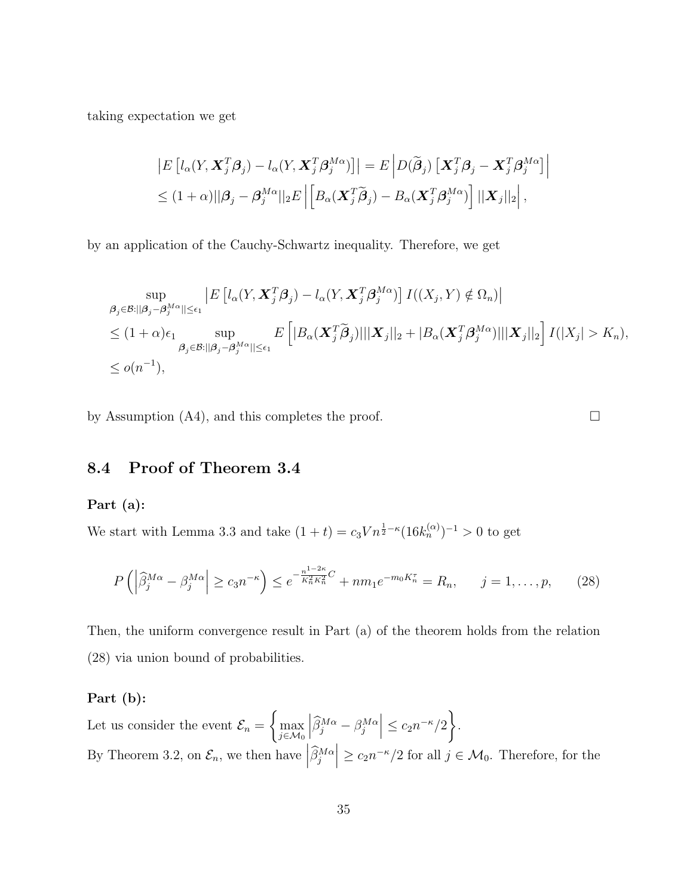taking expectation we get

$$
\begin{aligned}
&\left|E\left[l_\alpha(Y, \boldsymbol{X}_j^T\boldsymbol{\beta}_j) - l_\alpha(Y, \boldsymbol{X}_j^T\boldsymbol{\beta}_j^{M\alpha})\right]\right| = E\left|D(\widetilde{\boldsymbol{\beta}}_j)\left[\boldsymbol{X}_j^T\boldsymbol{\beta}_j - \boldsymbol{X}_j^T\boldsymbol{\beta}_j^{M\alpha}\right]\right| \\
&\leq (1+\alpha)||\boldsymbol{\beta}_j - \boldsymbol{\beta}_j^{M\alpha}||_2 E\left|\left[B_\alpha(\boldsymbol{X}_j^T\widetilde{\boldsymbol{\beta}}_j) - B_\alpha(\boldsymbol{X}_j^T\boldsymbol{\beta}_j^{M\alpha})\right]||\boldsymbol{X}_j||_2\right|,
\end{aligned}
$$

by an application of the Cauchy-Schwartz inequality. Therefore, we get

$$
\begin{aligned}
&\sup_{\boldsymbol{\beta}_j\in\mathcal{B}:||\boldsymbol{\beta}_j-\boldsymbol{\beta}_j^{M\alpha}||\leq\epsilon_1}\left|E\left[l_\alpha(Y, \boldsymbol{X}_j^T\boldsymbol{\beta}_j) - l_\alpha(Y, \boldsymbol{X}_j^T\boldsymbol{\beta}_j^{M\alpha})\right]I((X_j, Y)\notin\Omega_n)\right| \\
&\leq (1+\alpha)\epsilon_1 \sup_{\boldsymbol{\beta}_j\in\mathcal{B}:||\boldsymbol{\beta}_j-\boldsymbol{\beta}_j^{M\alpha}||\leq\epsilon_1} E\left[|B_\alpha(\boldsymbol{X}_j^T\widetilde{\boldsymbol{\beta}}_j)|||\boldsymbol{X}_j||_2 + |B_\alpha(\boldsymbol{X}_j^T\boldsymbol{\beta}_j^{M\alpha})|||\boldsymbol{X}_j||_2\right]I(|X_j| > K_n), \\
&\leq o(n^{-1}),
\end{aligned}
$$

by Assumption (A4), and this completes the proof. □

## 8.4 Proof of Theorem 3.4

**Part (a):**

We start with Lemma 3.3 and take $(1+t) = c_3 V n^{\frac{1}{2}-\kappa}(16k_n^{(\alpha)})^{-1} > 0$ to get

$$
P\left(\left|\widehat{\beta}_j^{M\alpha} - \beta_j^{M\alpha}\right| \geq c_3 n^{-\kappa}\right) \leq e^{-\frac{n^{1-2\kappa}}{K_n^2 K_n^2}C} + nm_1 e^{-m_0 K_n^\tau} = R_n, \qquad j = 1, \ldots, p, \tag{28}
$$

Then, the uniform convergence result in Part (a) of the theorem holds from the relation (28) via union bound of probabilities.

**Part (b):**

Let us consider the event $\mathcal{E}_n = \left\{\max_{j\in\mathcal{M}_0}\left|\widehat{\beta}_j^{M\alpha} - \beta_j^{M\alpha}\right| \leq c_2 n^{-\kappa}/2\right\}$.

By Theorem 3.2, on $\mathcal{E}_n$, we then have $\left|\widehat{\beta}_j^{M\alpha}\right| \geq c_2 n^{-\kappa}/2$ for all $j \in \mathcal{M}_0$. Therefore, for the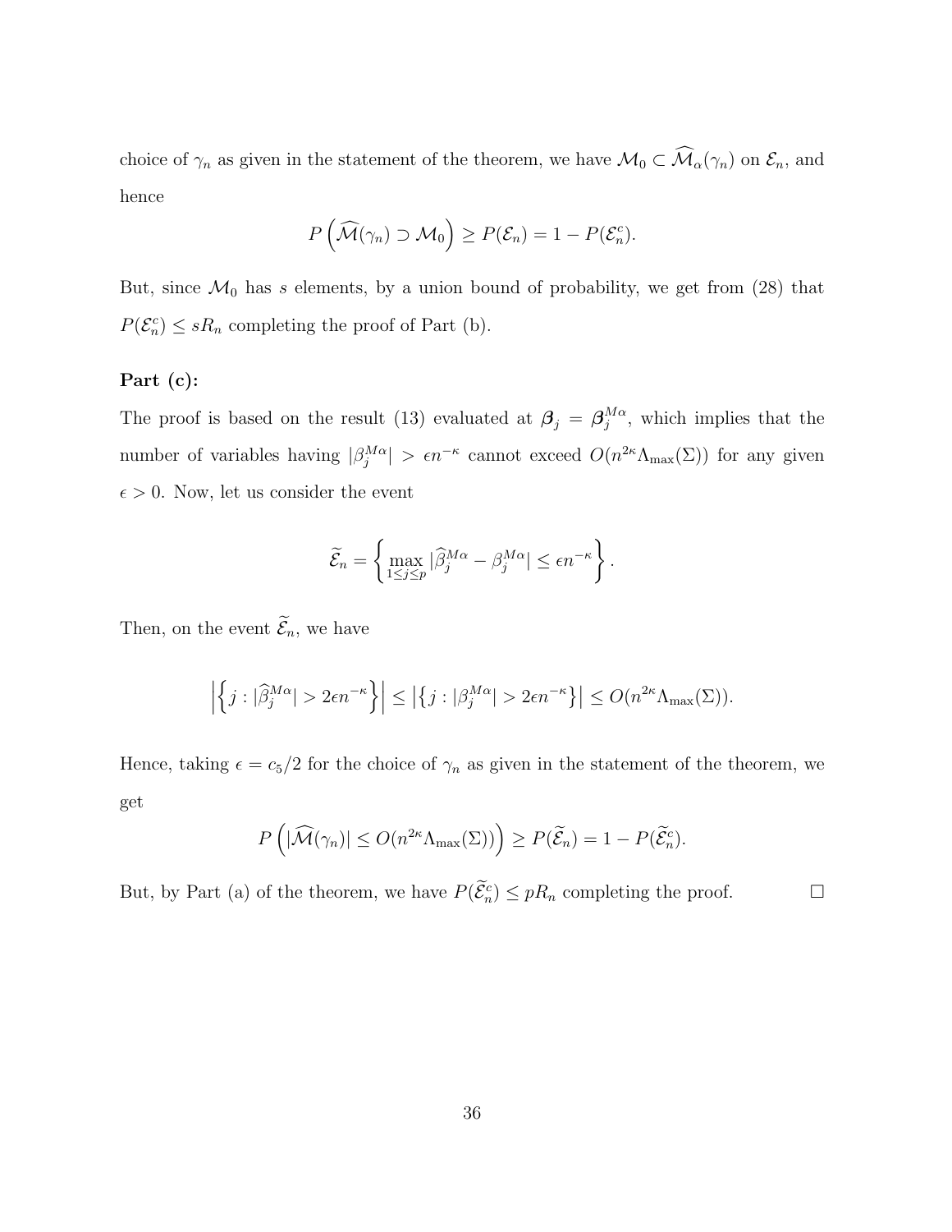choice of $\gamma_n$ as given in the statement of the theorem, we have $\mathcal{M}_0 \subset \widehat{\mathcal{M}}_\alpha(\gamma_n)$ on $\mathcal{E}_n$, and hence

$$P\left(\widehat{\mathcal{M}}(\gamma_n) \supset \mathcal{M}_0\right) \geq P(\mathcal{E}_n) = 1 - P(\mathcal{E}_n^c).$$

But, since $\mathcal{M}_0$ has $s$ elements, by a union bound of probability, we get from (28) that $P(\mathcal{E}_n^c) \leq sR_n$ completing the proof of Part (b).

**Part (c):**

The proof is based on the result (13) evaluated at $\boldsymbol{\beta}_j = \boldsymbol{\beta}_j^{M\alpha}$, which implies that the number of variables having $|\beta_j^{M\alpha}| > \epsilon n^{-\kappa}$ cannot exceed $O(n^{2\kappa}\Lambda_{\max}(\Sigma))$ for any given $\epsilon > 0$. Now, let us consider the event

$$\widetilde{\mathcal{E}}_n = \left\{ \max_{1 \leq j \leq p} |\widehat{\beta}_j^{M\alpha} - \beta_j^{M\alpha}| \leq \epsilon n^{-\kappa} \right\}.$$

Then, on the event $\widetilde{\mathcal{E}}_n$, we have

$$\left| \left\{ j : |\widehat{\beta}_j^{M\alpha}| > 2\epsilon n^{-\kappa} \right\} \right| \leq \left| \left\{ j : |\beta_j^{M\alpha}| > 2\epsilon n^{-\kappa} \right\} \right| \leq O(n^{2\kappa}\Lambda_{\max}(\Sigma)).$$

Hence, taking $\epsilon = c_5/2$ for the choice of $\gamma_n$ as given in the statement of the theorem, we get

$$P\left(|\widehat{\mathcal{M}}(\gamma_n)| \leq O(n^{2\kappa}\Lambda_{\max}(\Sigma))\right) \geq P(\widetilde{\mathcal{E}}_n) = 1 - P(\widetilde{\mathcal{E}}_n^c).$$

But, by Part (a) of the theorem, we have $P(\widetilde{\mathcal{E}}_n^c) \leq pR_n$ completing the proof. $\square$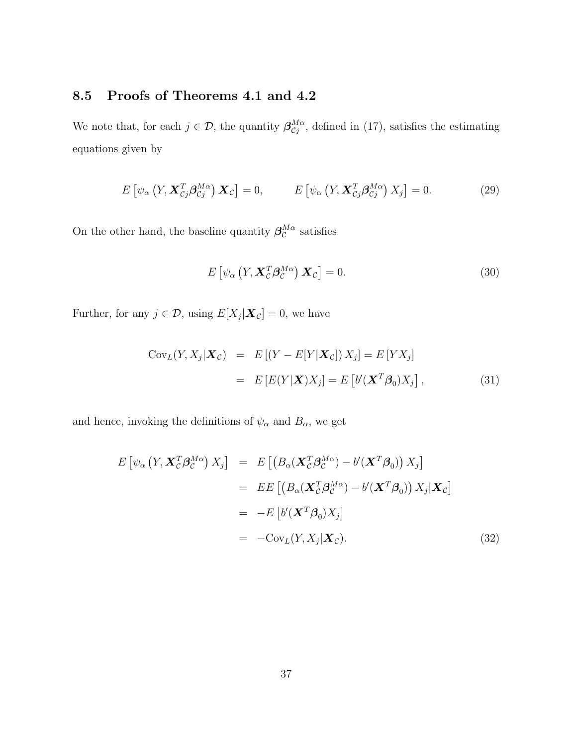### 8.5 Proofs of Theorems 4.1 and 4.2

We note that, for each $j \in \mathcal{D}$, the quantity $\boldsymbol{\beta}_{\mathcal{C}j}^{M\alpha}$, defined in (17), satisfies the estimating equations given by

$$E\left[\psi_\alpha\left(Y, \boldsymbol{X}_{\mathcal{C}j}^T \boldsymbol{\beta}_{\mathcal{C}j}^{M\alpha}\right) \boldsymbol{X}_{\mathcal{C}}\right] = 0, \qquad E\left[\psi_\alpha\left(Y, \boldsymbol{X}_{\mathcal{C}j}^T \boldsymbol{\beta}_{\mathcal{C}j}^{M\alpha}\right) X_j\right] = 0. \tag{29}$$

On the other hand, the baseline quantity $\boldsymbol{\beta}_{\mathcal{C}}^{M\alpha}$ satisfies

$$E\left[\psi_\alpha\left(Y, \boldsymbol{X}_{\mathcal{C}}^T \boldsymbol{\beta}_{\mathcal{C}}^{M\alpha}\right) \boldsymbol{X}_{\mathcal{C}}\right] = 0. \tag{30}$$

Further, for any $j \in \mathcal{D}$, using $E[X_j | \boldsymbol{X}_{\mathcal{C}}] = 0$, we have

$$\begin{aligned}
\text{Cov}_L(Y, X_j | \boldsymbol{X}_{\mathcal{C}}) &= E\left[(Y - E[Y|\boldsymbol{X}_{\mathcal{C}}]) X_j\right] = E\left[Y X_j\right] \\
&= E\left[E(Y|\boldsymbol{X}) X_j\right] = E\left[b'(\boldsymbol{X}^T \boldsymbol{\beta}_0) X_j\right],
\end{aligned} \tag{31}$$

and hence, invoking the definitions of $\psi_\alpha$ and $B_\alpha$, we get

$$\begin{aligned}
E\left[\psi_\alpha\left(Y, \boldsymbol{X}_{\mathcal{C}}^T \boldsymbol{\beta}_{\mathcal{C}}^{M\alpha}\right) X_j\right] &= E\left[\left(B_\alpha(\boldsymbol{X}_{\mathcal{C}}^T \boldsymbol{\beta}_{\mathcal{C}}^{M\alpha}) - b'(\boldsymbol{X}^T \boldsymbol{\beta}_0)\right) X_j\right] \\
&= EE\left[\left(B_\alpha(\boldsymbol{X}_{\mathcal{C}}^T \boldsymbol{\beta}_{\mathcal{C}}^{M\alpha}) - b'(\boldsymbol{X}^T \boldsymbol{\beta}_0)\right) X_j | \boldsymbol{X}_{\mathcal{C}}\right] \\
&= -E\left[b'(\boldsymbol{X}^T \boldsymbol{\beta}_0) X_j\right] \\
&= -\text{Cov}_L(Y, X_j | \boldsymbol{X}_{\mathcal{C}}).
\end{aligned} \tag{32}$$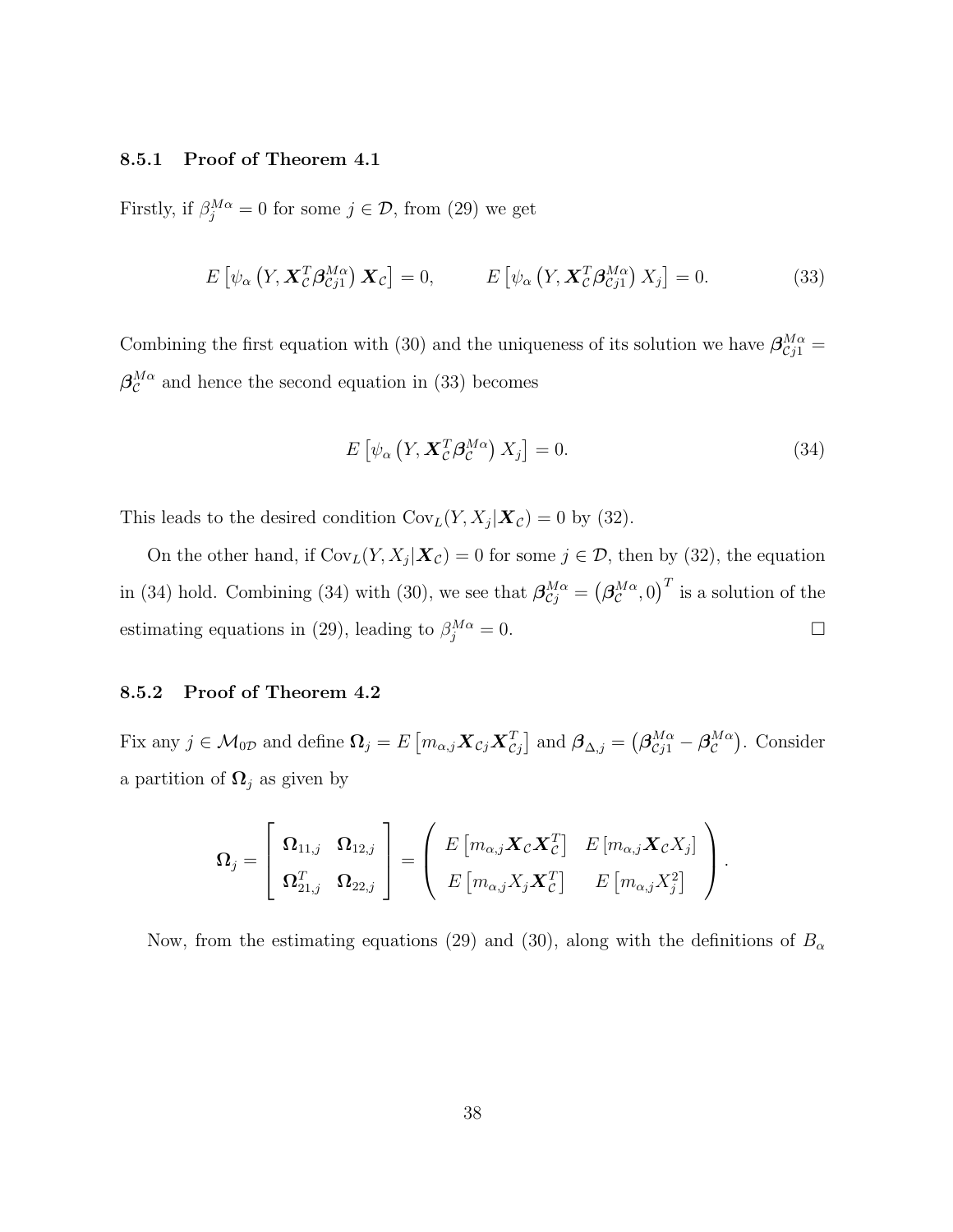#### 8.5.1 Proof of Theorem 4.1

Firstly, if $\beta_j^{M\alpha} = 0$ for some $j \in \mathcal{D}$, from (29) we get

$$E\left[\psi_\alpha\left(Y, \boldsymbol{X}_\mathcal{C}^T \boldsymbol{\beta}_{\mathcal{C}j1}^{M\alpha}\right) \boldsymbol{X}_\mathcal{C}\right] = 0, \qquad E\left[\psi_\alpha\left(Y, \boldsymbol{X}_\mathcal{C}^T \boldsymbol{\beta}_{\mathcal{C}j1}^{M\alpha}\right) X_j\right] = 0. \tag{33}$$

Combining the first equation with (30) and the uniqueness of its solution we have $\boldsymbol{\beta}_{\mathcal{C}j1}^{M\alpha} = \boldsymbol{\beta}_\mathcal{C}^{M\alpha}$ and hence the second equation in (33) becomes

$$E\left[\psi_\alpha\left(Y, \boldsymbol{X}_\mathcal{C}^T \boldsymbol{\beta}_\mathcal{C}^{M\alpha}\right) X_j\right] = 0. \tag{34}$$

This leads to the desired condition $\mathrm{Cov}_L(Y, X_j | \boldsymbol{X}_\mathcal{C}) = 0$ by (32).

On the other hand, if $\mathrm{Cov}_L(Y, X_j | \boldsymbol{X}_\mathcal{C}) = 0$ for some $j \in \mathcal{D}$, then by (32), the equation in (34) hold. Combining (34) with (30), we see that $\boldsymbol{\beta}_{\mathcal{C}j}^{M\alpha} = \left(\boldsymbol{\beta}_\mathcal{C}^{M\alpha}, 0\right)^T$ is a solution of the estimating equations in (29), leading to $\beta_j^{M\alpha} = 0$. $\square$

#### 8.5.2 Proof of Theorem 4.2

Fix any $j \in \mathcal{M}_{0\mathcal{D}}$ and define $\boldsymbol{\Omega}_j = E\left[m_{\alpha,j} \boldsymbol{X}_{\mathcal{C}j} \boldsymbol{X}_{\mathcal{C}j}^T\right]$ and $\boldsymbol{\beta}_{\Delta,j} = \left(\boldsymbol{\beta}_{\mathcal{C}j1}^{M\alpha} - \boldsymbol{\beta}_\mathcal{C}^{M\alpha}\right)$. Consider a partition of $\boldsymbol{\Omega}_j$ as given by

$$\boldsymbol{\Omega}_j = \begin{bmatrix} \boldsymbol{\Omega}_{11,j} & \boldsymbol{\Omega}_{12,j} \\ \boldsymbol{\Omega}_{21,j}^T & \boldsymbol{\Omega}_{22,j} \end{bmatrix} = \begin{pmatrix} E\left[m_{\alpha,j} \boldsymbol{X}_\mathcal{C} \boldsymbol{X}_\mathcal{C}^T\right] & E\left[m_{\alpha,j} \boldsymbol{X}_\mathcal{C} X_j\right] \\ E\left[m_{\alpha,j} X_j \boldsymbol{X}_\mathcal{C}^T\right] & E\left[m_{\alpha,j} X_j^2\right] \end{pmatrix}.$$

Now, from the estimating equations (29) and (30), along with the definitions of $B_\alpha$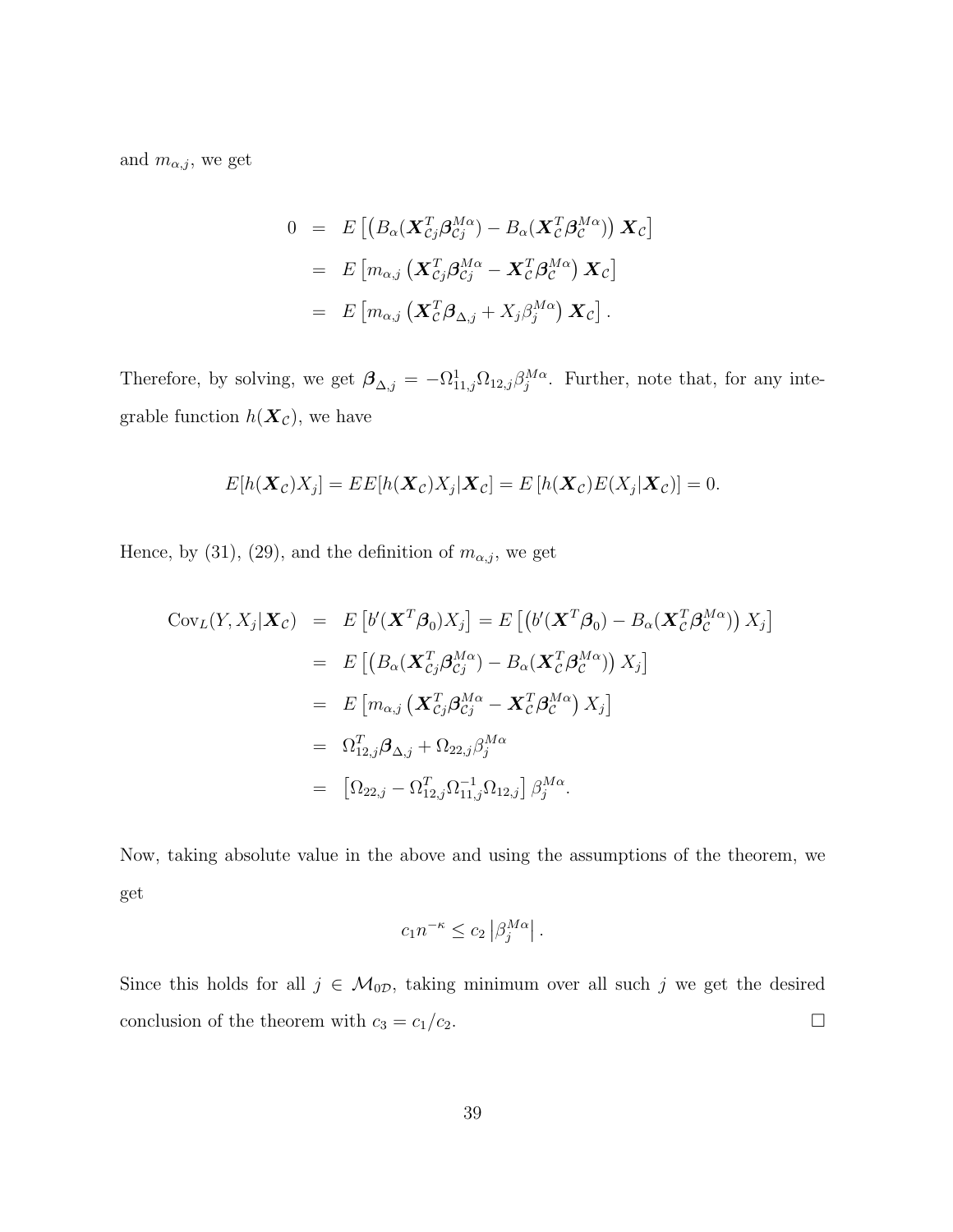and $m_{\alpha,j}$, we get

$$
\begin{aligned}
0 &= E\left[\left(B_\alpha(\boldsymbol{X}_{\mathcal{C}j}^T\boldsymbol{\beta}_{\mathcal{C}j}^{M\alpha}) - B_\alpha(\boldsymbol{X}_{\mathcal{C}}^T\boldsymbol{\beta}_{\mathcal{C}}^{M\alpha})\right)\boldsymbol{X}_{\mathcal{C}}\right] \\
&= E\left[m_{\alpha,j}\left(\boldsymbol{X}_{\mathcal{C}j}^T\boldsymbol{\beta}_{\mathcal{C}j}^{M\alpha} - \boldsymbol{X}_{\mathcal{C}}^T\boldsymbol{\beta}_{\mathcal{C}}^{M\alpha}\right)\boldsymbol{X}_{\mathcal{C}}\right] \\
&= E\left[m_{\alpha,j}\left(\boldsymbol{X}_{\mathcal{C}}^T\boldsymbol{\beta}_{\Delta,j} + X_j\beta_j^{M\alpha}\right)\boldsymbol{X}_{\mathcal{C}}\right].
\end{aligned}
$$

Therefore, by solving, we get $\boldsymbol{\beta}_{\Delta,j} = -\Omega_{11,j}^{1}\Omega_{12,j}\beta_j^{M\alpha}$. Further, note that, for any integrable function $h(\boldsymbol{X}_{\mathcal{C}})$, we have

$$
E[h(\boldsymbol{X}_{\mathcal{C}})X_j] = EE[h(\boldsymbol{X}_{\mathcal{C}})X_j|\boldsymbol{X}_{\mathcal{C}}] = E\left[h(\boldsymbol{X}_{\mathcal{C}})E(X_j|\boldsymbol{X}_{\mathcal{C}})\right] = 0.
$$

Hence, by (31), (29), and the definition of $m_{\alpha,j}$, we get

$$
\begin{aligned}
\mathrm{Cov}_L(Y, X_j|\boldsymbol{X}_{\mathcal{C}}) &= E\left[b'(\boldsymbol{X}^T\boldsymbol{\beta}_0)X_j\right] = E\left[\left(b'(\boldsymbol{X}^T\boldsymbol{\beta}_0) - B_\alpha(\boldsymbol{X}_{\mathcal{C}}^T\boldsymbol{\beta}_{\mathcal{C}}^{M\alpha})\right)X_j\right] \\
&= E\left[\left(B_\alpha(\boldsymbol{X}_{\mathcal{C}j}^T\boldsymbol{\beta}_{\mathcal{C}j}^{M\alpha}) - B_\alpha(\boldsymbol{X}_{\mathcal{C}}^T\boldsymbol{\beta}_{\mathcal{C}}^{M\alpha})\right)X_j\right] \\
&= E\left[m_{\alpha,j}\left(\boldsymbol{X}_{\mathcal{C}j}^T\boldsymbol{\beta}_{\mathcal{C}j}^{M\alpha} - \boldsymbol{X}_{\mathcal{C}}^T\boldsymbol{\beta}_{\mathcal{C}}^{M\alpha}\right)X_j\right] \\
&= \Omega_{12,j}^T\boldsymbol{\beta}_{\Delta,j} + \Omega_{22,j}\beta_j^{M\alpha} \\
&= \left[\Omega_{22,j} - \Omega_{12,j}^T\Omega_{11,j}^{-1}\Omega_{12,j}\right]\beta_j^{M\alpha}.
\end{aligned}
$$

Now, taking absolute value in the above and using the assumptions of the theorem, we get

$$
c_1 n^{-\kappa} \leq c_2\left|\beta_j^{M\alpha}\right|.
$$

Since this holds for all $j \in \mathcal{M}_{0\mathcal{D}}$, taking minimum over all such $j$ we get the desired conclusion of the theorem with $c_3 = c_1/c_2$. $\square$